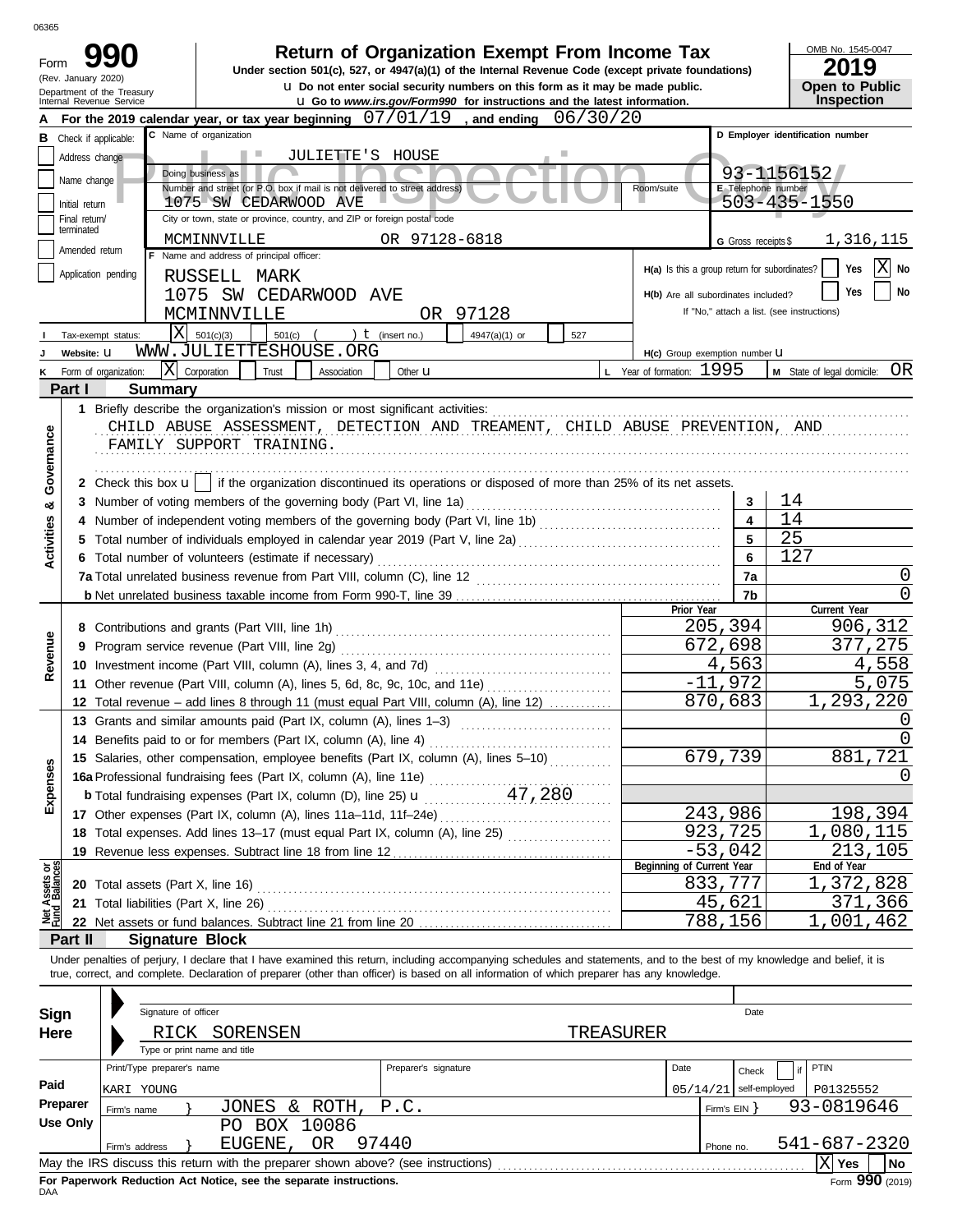# Form 990 — Return of Organization Exempt From Income Tax (2019)

Under section 501(c), 527, or 4947(a)(1) of the Internal Revenue Code (except private foundations)

u Do not enter social security numbers on this form as it may be made public.

u Go to *www.irs.gov/Form990* for instructions and the latest information.

(Rev. January 2020) Department of the Treasury Internal Revenue Service

OMB No. 1545-0047 — 2019 — Open to Public Inspection

**A** For the 2019 calendar year, or tax year beginning 07/01/19, and ending 06/30/20

**B** Check if applicable: Address change / Name change / Initial return / Final return/terminated / Amended return / Application pending

**C** Name of organization: JULIETTE'S HOUSE

Doing business as:

Number and street (or P.O. box if mail is not delivered to street address): 1075 SW CEDARWOOD AVE — Room/suite:

City or town, state or province, country, and ZIP or foreign postal code: MCMINNVILLE OR 97128-6818

**D** Employer identification number: 93-1156152

**E** Telephone number: 503-435-1550

**G** Gross receipts $ 1,316,115

**F** Name and address of principal officer: RUSSELL MARK, 1075 SW CEDARWOOD AVE, MCMINNVILLE OR 97128

**H(a)** Is this a group return for subordinates? Yes [ ] No [X]

**H(b)** Are all subordinates included? Yes [ ] No [ ] If "No," attach a list. (see instructions)

**I** Tax-exempt status: [X] 501(c)(3) [ ] 501(c) ( ) t (insert no.) [ ] 4947(a)(1) or [ ] 527

**J** Website: u WWW.JULIETTESHOUSE.ORG

**H(c)** Group exemption number u

**K** Form of organization: [X] Corporation [ ] Trust [ ] Association [ ] Other u

**L** Year of formation: 1995

**M** State of legal domicile: OR

## Part I Summary

**Activities & Governance**

1 Briefly describe the organization's mission or most significant activities:
CHILD ABUSE ASSESSMENT, DETECTION AND TREAMENT, CHILD ABUSE PREVENTION, AND FAMILY SUPPORT TRAINING.

2 Check this box u [ ] if the organization discontinued its operations or disposed of more than 25% of its net assets.

| | | | |
|---|---|---|---|
| 3 | Number of voting members of the governing body (Part VI, line 1a) | 3 | 14 |
| 4 | Number of independent voting members of the governing body (Part VI, line 1b) | 4 | 14 |
| 5 | Total number of individuals employed in calendar year 2019 (Part V, line 2a) | 5 | 25 |
| 6 | Total number of volunteers (estimate if necessary) | 6 | 127 |
| 7a | Total unrelated business revenue from Part VIII, column (C), line 12 | 7a | 0 |
| b | Net unrelated business taxable income from Form 990-T, line 39 | 7b | 0 |

| | | Prior Year | Current Year |
|---|---|---|---|
| **Revenue** | | | |
| 8 | Contributions and grants (Part VIII, line 1h) | 205,394 | 906,312 |
| 9 | Program service revenue (Part VIII, line 2g) | 672,698 | 377,275 |
| 10 | Investment income (Part VIII, column (A), lines 3, 4, and 7d) | 4,563 | 4,558 |
| 11 | Other revenue (Part VIII, column (A), lines 5, 6d, 8c, 9c, 10c, and 11e) | -11,972 | 5,075 |
| 12 | Total revenue – add lines 8 through 11 (must equal Part VIII, column (A), line 12) | 870,683 | 1,293,220 |
| **Expenses** | | | |
| 13 | Grants and similar amounts paid (Part IX, column (A), lines 1–3) | | 0 |
| 14 | Benefits paid to or for members (Part IX, column (A), line 4) | | 0 |
| 15 | Salaries, other compensation, employee benefits (Part IX, column (A), lines 5–10) | 679,739 | 881,721 |
| 16a | Professional fundraising fees (Part IX, column (A), line 11e) | | 0 |
| b | Total fundraising expenses (Part IX, column (D), line 25) u 47,280 | | |
| 17 | Other expenses (Part IX, column (A), lines 11a–11d, 11f–24e) | 243,986 | 198,394 |
| 18 | Total expenses. Add lines 13–17 (must equal Part IX, column (A), line 25) | 923,725 | 1,080,115 |
| 19 | Revenue less expenses. Subtract line 18 from line 12 | -53,042 | 213,105 |

| **Net Assets or Fund Balances** | | Beginning of Current Year | End of Year |
|---|---|---|---|
| 20 | Total assets (Part X, line 16) | 833,777 | 1,372,828 |
| 21 | Total liabilities (Part X, line 26) | 45,621 | 371,366 |
| 22 | Net assets or fund balances. Subtract line 21 from line 20 | 788,156 | 1,001,462 |

## Part II Signature Block

Under penalties of perjury, I declare that I have examined this return, including accompanying schedules and statements, and to the best of my knowledge and belief, it is true, correct, and complete. Declaration of preparer (other than officer) is based on all information of which preparer has any knowledge.

**Sign Here**

Signature of officer — Date

RICK SORENSEN TREASURER
Type or print name and title

**Paid Preparer Use Only**

| Print/Type preparer's name | Preparer's signature | Date | Check [ ] if self-employed | PTIN |
|---|---|---|---|---|
| KARI YOUNG | | 05/14/21 | | P01325552 |

Firm's name } JONES & ROTH, P.C. — Firm's EIN } 93-0819646

Firm's address } PO BOX 10086, EUGENE, OR 97440 — Phone no. 541-687-2320

May the IRS discuss this return with the preparer shown above? (see instructions) [X] Yes [ ] No

**For Paperwork Reduction Act Notice, see the separate instructions.** Form **990** (2019)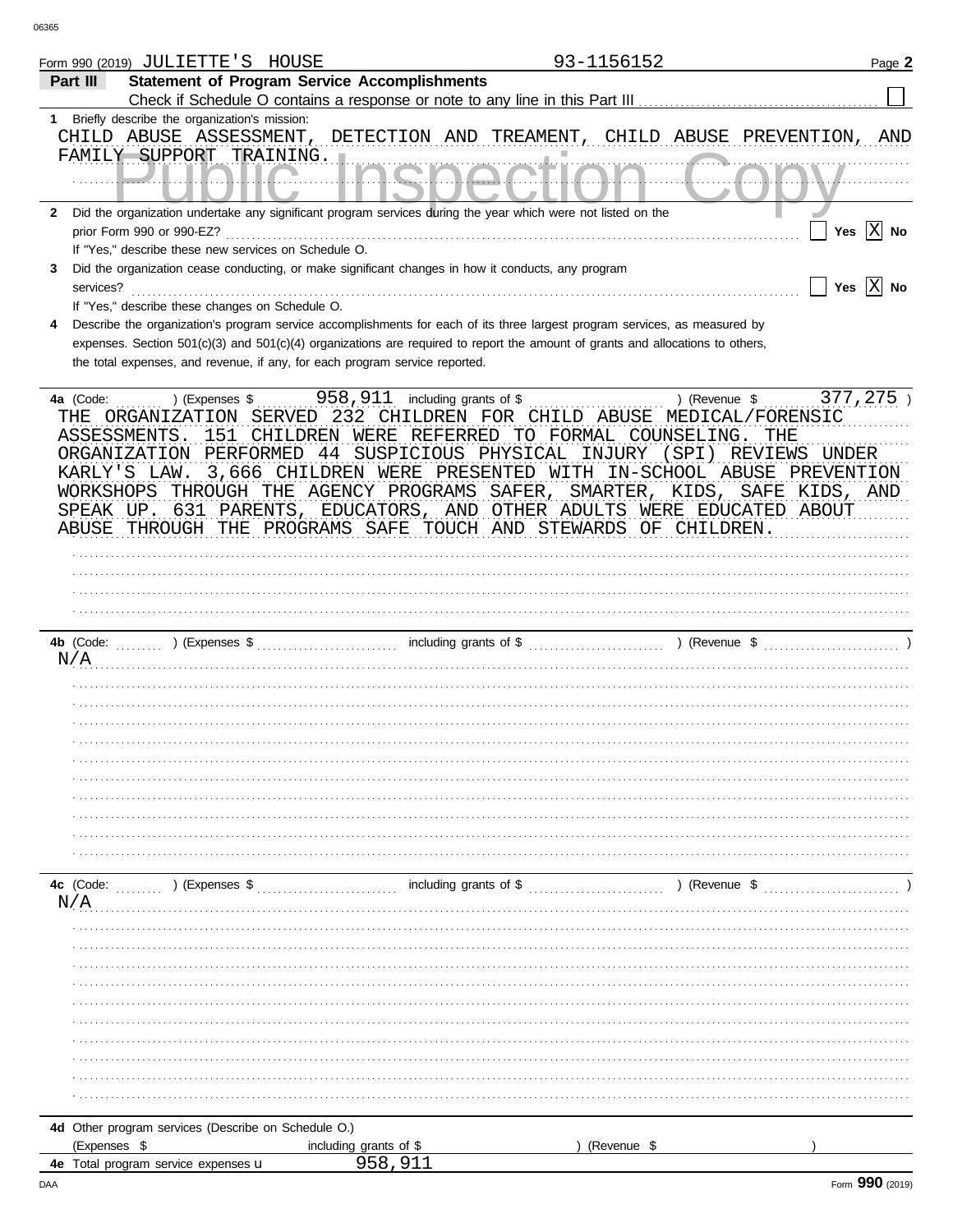Form 990 (2019) JULIETTE'S HOUSE 93-1156152 Page **2**

**Part III** **Statement of Program Service Accomplishments**

Check if Schedule O contains a response or note to any line in this Part III ☐

**1** Briefly describe the organization's mission:

CHILD ABUSE ASSESSMENT, DETECTION AND TREAMENT, CHILD ABUSE PREVENTION, AND FAMILY SUPPORT TRAINING.

**2** Did the organization undertake any significant program services during the year which were not listed on the prior Form 990 or 990-EZ? ☐ Yes ☒ No

If "Yes," describe these new services on Schedule O.

**3** Did the organization cease conducting, or make significant changes in how it conducts, any program services? ☐ Yes ☒ No

If "Yes," describe these changes on Schedule O.

**4** Describe the organization's program service accomplishments for each of its three largest program services, as measured by expenses. Section 501(c)(3) and 501(c)(4) organizations are required to report the amount of grants and allocations to others, the total expenses, and revenue, if any, for each program service reported.

**4a** (Code: ) (Expenses $ 958,911 including grants of $ ) (Revenue $ 377,275 )

THE ORGANIZATION SERVED 232 CHILDREN FOR CHILD ABUSE MEDICAL/FORENSIC ASSESSMENTS. 151 CHILDREN WERE REFERRED TO FORMAL COUNSELING. THE ORGANIZATION PERFORMED 44 SUSPICIOUS PHYSICAL INJURY (SPI) REVIEWS UNDER KARLY'S LAW. 3,666 CHILDREN WERE PRESENTED WITH IN-SCHOOL ABUSE PREVENTION WORKSHOPS THROUGH THE AGENCY PROGRAMS SAFER, SMARTER, KIDS, SAFE KIDS, AND SPEAK UP. 631 PARENTS, EDUCATORS, AND OTHER ADULTS WERE EDUCATED ABOUT ABUSE THROUGH THE PROGRAMS SAFE TOUCH AND STEWARDS OF CHILDREN.

**4b** (Code: ) (Expenses $ including grants of $ ) (Revenue $ )

N/A

**4c** (Code: ) (Expenses $ including grants of $ ) (Revenue $ )

N/A

**4d** Other program services (Describe on Schedule O.)

(Expenses $ including grants of $ ) (Revenue $ )

**4e** Total program service expenses u 958,911

Form **990** (2019)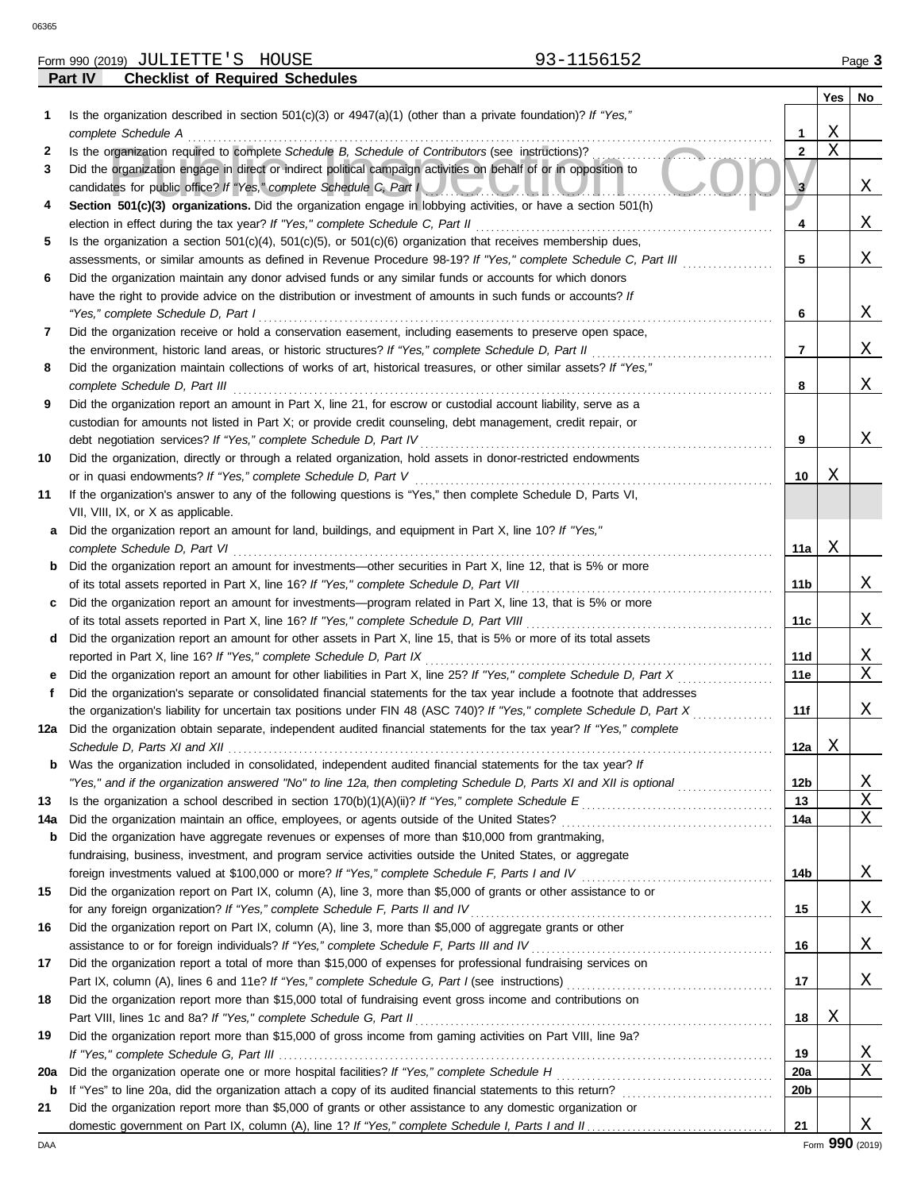Form 990 (2019) JULIETTE'S HOUSE 93-1156152

**Part IV Checklist of Required Schedules**

| | | | Yes | No |
|---|---|---|---|---|
| 1 | Is the organization described in section 501(c)(3) or 4947(a)(1) (other than a private foundation)? *If "Yes," complete Schedule A* | 1 | X | |
| 2 | Is the organization required to complete *Schedule B, Schedule of Contributors* (see instructions)? | 2 | X | |
| 3 | Did the organization engage in direct or indirect political campaign activities on behalf of or in opposition to candidates for public office? *If "Yes," complete Schedule C, Part I* | 3 | | X |
| 4 | **Section 501(c)(3) organizations.** Did the organization engage in lobbying activities, or have a section 501(h) election in effect during the tax year? *If "Yes," complete Schedule C, Part II* | 4 | | X |
| 5 | Is the organization a section 501(c)(4), 501(c)(5), or 501(c)(6) organization that receives membership dues, assessments, or similar amounts as defined in Revenue Procedure 98-19? *If "Yes," complete Schedule C, Part III* | 5 | | X |
| 6 | Did the organization maintain any donor advised funds or any similar funds or accounts for which donors have the right to provide advice on the distribution or investment of amounts in such funds or accounts? *If "Yes," complete Schedule D, Part I* | 6 | | X |
| 7 | Did the organization receive or hold a conservation easement, including easements to preserve open space, the environment, historic land areas, or historic structures? *If "Yes," complete Schedule D, Part II* | 7 | | X |
| 8 | Did the organization maintain collections of works of art, historical treasures, or other similar assets? *If "Yes," complete Schedule D, Part III* | 8 | | X |
| 9 | Did the organization report an amount in Part X, line 21, for escrow or custodial account liability, serve as a custodian for amounts not listed in Part X; or provide credit counseling, debt management, credit repair, or debt negotiation services? *If "Yes," complete Schedule D, Part IV* | 9 | | X |
| 10 | Did the organization, directly or through a related organization, hold assets in donor-restricted endowments or in quasi endowments? *If "Yes," complete Schedule D, Part V* | 10 | X | |
| 11 | If the organization's answer to any of the following questions is "Yes," then complete Schedule D, Parts VI, VII, VIII, IX, or X as applicable. | | | |
| a | Did the organization report an amount for land, buildings, and equipment in Part X, line 10? *If "Yes," complete Schedule D, Part VI* | 11a | X | |
| b | Did the organization report an amount for investments—other securities in Part X, line 12, that is 5% or more of its total assets reported in Part X, line 16? *If "Yes," complete Schedule D, Part VII* | 11b | | X |
| c | Did the organization report an amount for investments—program related in Part X, line 13, that is 5% or more of its total assets reported in Part X, line 16? *If "Yes," complete Schedule D, Part VIII* | 11c | | X |
| d | Did the organization report an amount for other assets in Part X, line 15, that is 5% or more of its total assets reported in Part X, line 16? *If "Yes," complete Schedule D, Part IX* | 11d | | X |
| e | Did the organization report an amount for other liabilities in Part X, line 25? *If "Yes," complete Schedule D, Part X* | 11e | | X |
| f | Did the organization's separate or consolidated financial statements for the tax year include a footnote that addresses the organization's liability for uncertain tax positions under FIN 48 (ASC 740)? *If "Yes," complete Schedule D, Part X* | 11f | | X |
| 12a | Did the organization obtain separate, independent audited financial statements for the tax year? *If "Yes," complete Schedule D, Parts XI and XII* | 12a | X | |
| b | Was the organization included in consolidated, independent audited financial statements for the tax year? *If "Yes," and if the organization answered "No" to line 12a, then completing Schedule D, Parts XI and XII is optional* | 12b | | X |
| 13 | Is the organization a school described in section 170(b)(1)(A)(ii)? *If "Yes," complete Schedule E* | 13 | | X |
| 14a | Did the organization maintain an office, employees, or agents outside of the United States? | 14a | | X |
| b | Did the organization have aggregate revenues or expenses of more than $10,000 from grantmaking, fundraising, business, investment, and program service activities outside the United States, or aggregate foreign investments valued at $100,000 or more? *If "Yes," complete Schedule F, Parts I and IV* | 14b | | X |
| 15 | Did the organization report on Part IX, column (A), line 3, more than $5,000 of grants or other assistance to or for any foreign organization? *If "Yes," complete Schedule F, Parts II and IV* | 15 | | X |
| 16 | Did the organization report on Part IX, column (A), line 3, more than $5,000 of aggregate grants or other assistance to or for foreign individuals? *If "Yes," complete Schedule F, Parts III and IV* | 16 | | X |
| 17 | Did the organization report a total of more than $15,000 of expenses for professional fundraising services on Part IX, column (A), lines 6 and 11e? *If "Yes," complete Schedule G, Part I* (see instructions) | 17 | | X |
| 18 | Did the organization report more than $15,000 total of fundraising event gross income and contributions on Part VIII, lines 1c and 8a? *If "Yes," complete Schedule G, Part II* | 18 | X | |
| 19 | Did the organization report more than $15,000 of gross income from gaming activities on Part VIII, line 9a? *If "Yes," complete Schedule G, Part III* | 19 | | X |
| 20a | Did the organization operate one or more hospital facilities? *If "Yes," complete Schedule H* | 20a | | X |
| b | If "Yes" to line 20a, did the organization attach a copy of its audited financial statements to this return? | 20b | | |
| 21 | Did the organization report more than $5,000 of grants or other assistance to any domestic organization or domestic government on Part IX, column (A), line 1? *If "Yes," complete Schedule I, Parts I and II* | 21 | | X |

DAA Form **990** (2019)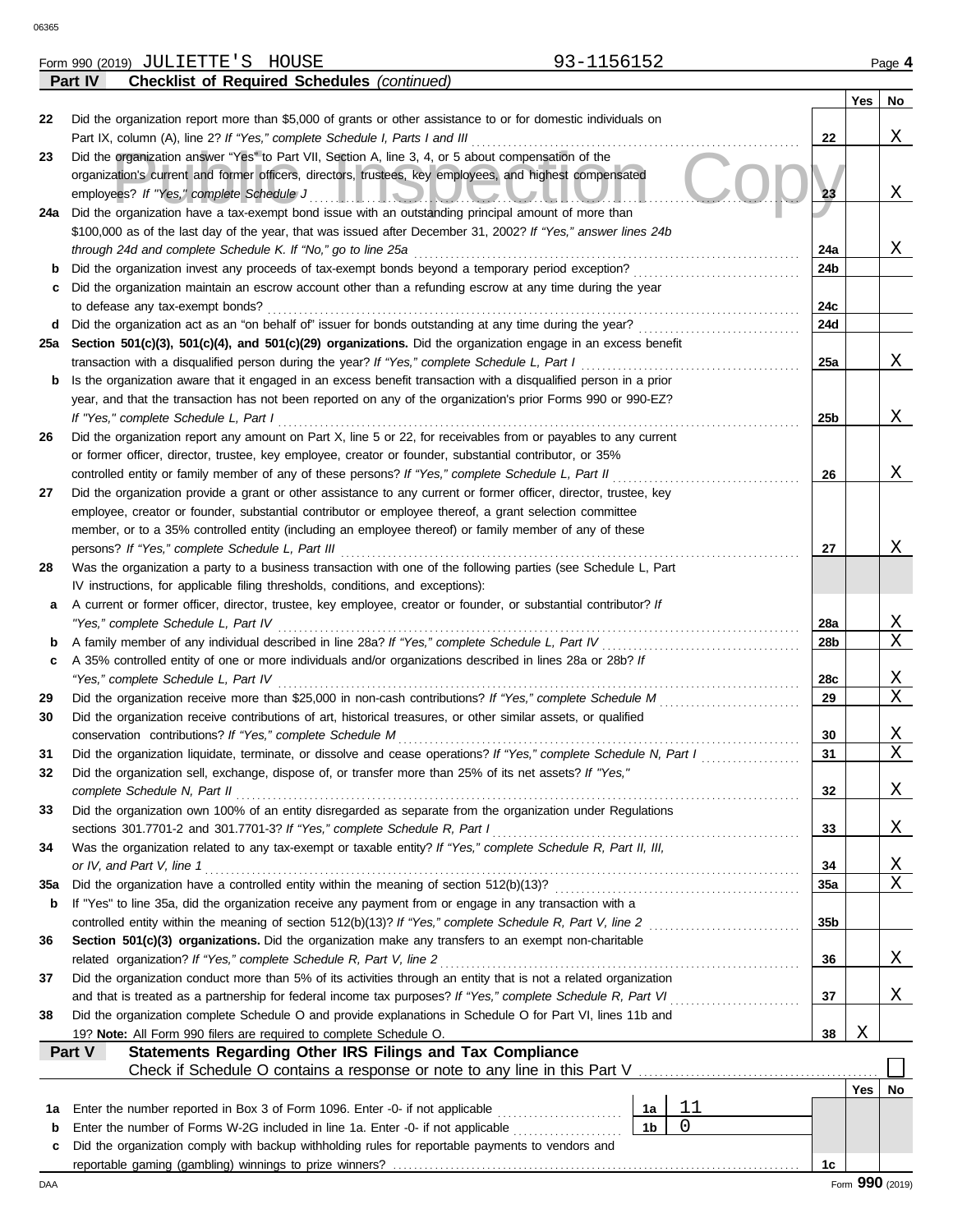Form 990 (2019) JULIETTE'S HOUSE 93-1156152

## Part IV Checklist of Required Schedules *(continued)*

| | | | Yes | No |
|---|---|---|---|---|
| 22 | Did the organization report more than $5,000 of grants or other assistance to or for domestic individuals on Part IX, column (A), line 2? *If "Yes," complete Schedule I, Parts I and III* | 22 | | X |
| 23 | Did the organization answer "Yes" to Part VII, Section A, line 3, 4, or 5 about compensation of the organization's current and former officers, directors, trustees, key employees, and highest compensated employees? *If "Yes," complete Schedule J* | 23 | | X |
| 24a | Did the organization have a tax-exempt bond issue with an outstanding principal amount of more than $100,000 as of the last day of the year, that was issued after December 31, 2002? *If "Yes," answer lines 24b through 24d and complete Schedule K. If "No," go to line 25a* | 24a | | X |
| b | Did the organization invest any proceeds of tax-exempt bonds beyond a temporary period exception? | 24b | | |
| c | Did the organization maintain an escrow account other than a refunding escrow at any time during the year to defease any tax-exempt bonds? | 24c | | |
| d | Did the organization act as an "on behalf of" issuer for bonds outstanding at any time during the year? | 24d | | |
| 25a | **Section 501(c)(3), 501(c)(4), and 501(c)(29) organizations.** Did the organization engage in an excess benefit transaction with a disqualified person during the year? *If "Yes," complete Schedule L, Part I* | 25a | | X |
| b | Is the organization aware that it engaged in an excess benefit transaction with a disqualified person in a prior year, and that the transaction has not been reported on any of the organization's prior Forms 990 or 990-EZ? *If "Yes," complete Schedule L, Part I* | 25b | | X |
| 26 | Did the organization report any amount on Part X, line 5 or 22, for receivables from or payables to any current or former officer, director, trustee, key employee, creator or founder, substantial contributor, or 35% controlled entity or family member of any of these persons? *If "Yes," complete Schedule L, Part II* | 26 | | X |
| 27 | Did the organization provide a grant or other assistance to any current or former officer, director, trustee, key employee, creator or founder, substantial contributor or employee thereof, a grant selection committee member, or to a 35% controlled entity (including an employee thereof) or family member of any of these persons? *If "Yes," complete Schedule L, Part III* | 27 | | X |
| 28 | Was the organization a party to a business transaction with one of the following parties (see Schedule L, Part IV instructions, for applicable filing thresholds, conditions, and exceptions): | | | |
| a | A current or former officer, director, trustee, key employee, creator or founder, or substantial contributor? *If "Yes," complete Schedule L, Part IV* | 28a | | X |
| b | A family member of any individual described in line 28a? *If "Yes," complete Schedule L, Part IV* | 28b | | X |
| c | A 35% controlled entity of one or more individuals and/or organizations described in lines 28a or 28b? *If "Yes," complete Schedule L, Part IV* | 28c | | X |
| 29 | Did the organization receive more than $25,000 in non-cash contributions? *If "Yes," complete Schedule M* | 29 | | X |
| 30 | Did the organization receive contributions of art, historical treasures, or other similar assets, or qualified conservation contributions? *If "Yes," complete Schedule M* | 30 | | X |
| 31 | Did the organization liquidate, terminate, or dissolve and cease operations? *If "Yes," complete Schedule N, Part I* | 31 | | X |
| 32 | Did the organization sell, exchange, dispose of, or transfer more than 25% of its net assets? *If "Yes," complete Schedule N, Part II* | 32 | | X |
| 33 | Did the organization own 100% of an entity disregarded as separate from the organization under Regulations sections 301.7701-2 and 301.7701-3? *If "Yes," complete Schedule R, Part I* | 33 | | X |
| 34 | Was the organization related to any tax-exempt or taxable entity? *If "Yes," complete Schedule R, Part II, III, or IV, and Part V, line 1* | 34 | | X |
| 35a | Did the organization have a controlled entity within the meaning of section 512(b)(13)? | 35a | | X |
| b | If "Yes" to line 35a, did the organization receive any payment from or engage in any transaction with a controlled entity within the meaning of section 512(b)(13)? *If "Yes," complete Schedule R, Part V, line 2* | 35b | | |
| 36 | **Section 501(c)(3) organizations.** Did the organization make any transfers to an exempt non-charitable related organization? *If "Yes," complete Schedule R, Part V, line 2* | 36 | | X |
| 37 | Did the organization conduct more than 5% of its activities through an entity that is not a related organization and that is treated as a partnership for federal income tax purposes? *If "Yes," complete Schedule R, Part VI* | 37 | | X |
| 38 | Did the organization complete Schedule O and provide explanations in Schedule O for Part VI, lines 11b and 19? **Note:** All Form 990 filers are required to complete Schedule O. | 38 | X | |

## Part V Statements Regarding Other IRS Filings and Tax Compliance

Check if Schedule O contains a response or note to any line in this Part V ☐

| | | | | | Yes | No |
|---|---|---|---|---|---|---|
| 1a | Enter the number reported in Box 3 of Form 1096. Enter -0- if not applicable | 1a | 11 | | | |
| b | Enter the number of Forms W-2G included in line 1a. Enter -0- if not applicable | 1b | 0 | | | |
| c | Did the organization comply with backup withholding rules for reportable payments to vendors and reportable gaming (gambling) winnings to prize winners? | | | 1c | | |

Form **990** (2019)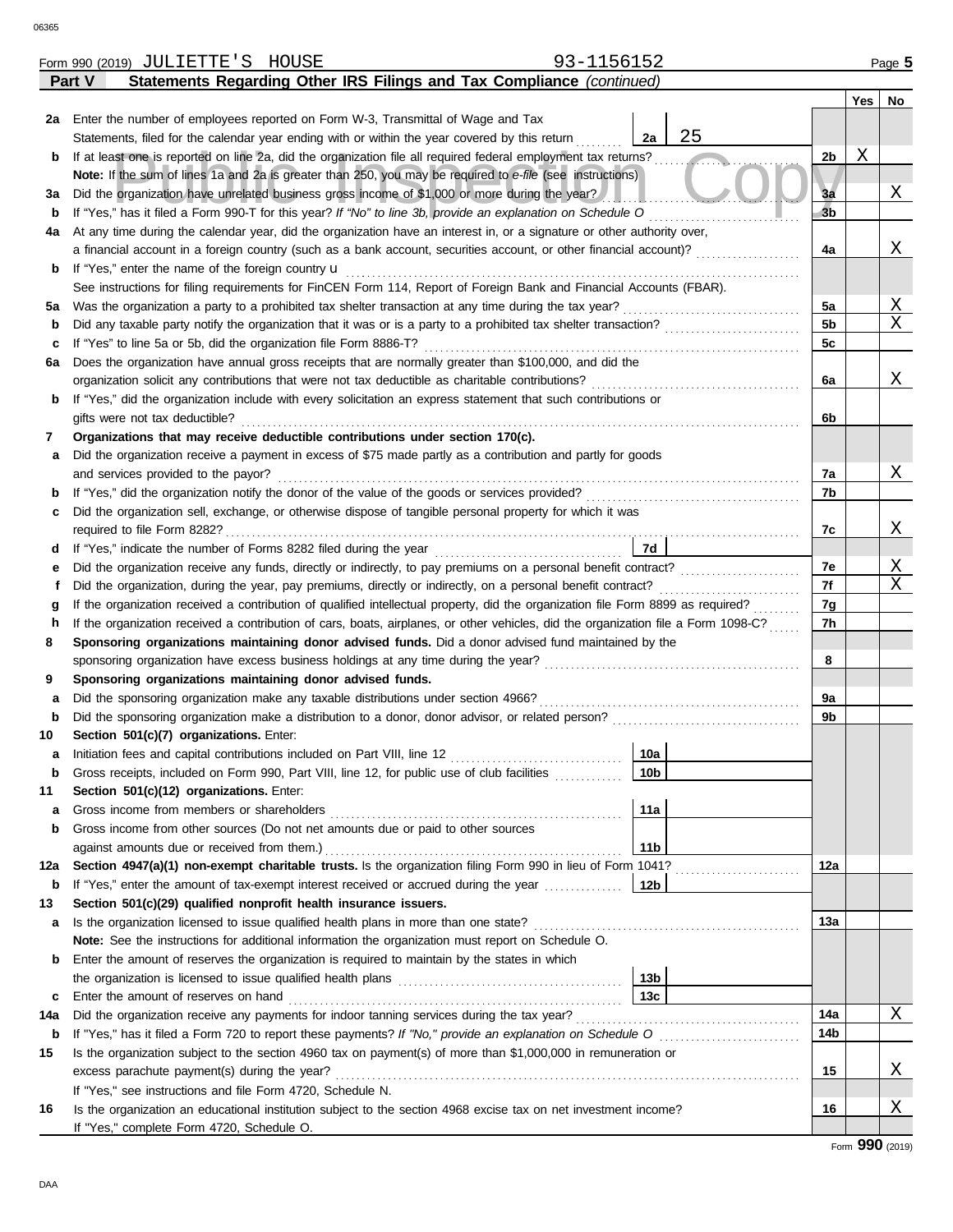Form 990 (2019) JULIETTE'S HOUSE 93-1156152 Page 5

## Part V Statements Regarding Other IRS Filings and Tax Compliance *(continued)*

| | | | | | Yes | No |
|---|---|---|---|---|---|---|
| 2a | Enter the number of employees reported on Form W-3, Transmittal of Wage and Tax Statements, filed for the calendar year ending with or within the year covered by this return | 2a | 25 | | | |
| b | If at least one is reported on line 2a, did the organization file all required federal employment tax returns? | | | 2b | X | |
| | **Note:** If the sum of lines 1a and 2a is greater than 250, you may be required to *e-file* (see instructions) | | | | | |
| 3a | Did the organization have unrelated business gross income of $1,000 or more during the year? | | | 3a | | X |
| b | If "Yes," has it filed a Form 990-T for this year? *If "No" to line 3b, provide an explanation on Schedule O* | | | 3b | | |
| 4a | At any time during the calendar year, did the organization have an interest in, or a signature or other authority over, a financial account in a foreign country (such as a bank account, securities account, or other financial account)? | | | 4a | | X |
| b | If "Yes," enter the name of the foreign country u | | | | | |
| | See instructions for filing requirements for FinCEN Form 114, Report of Foreign Bank and Financial Accounts (FBAR). | | | | | |
| 5a | Was the organization a party to a prohibited tax shelter transaction at any time during the tax year? | | | 5a | | X |
| b | Did any taxable party notify the organization that it was or is a party to a prohibited tax shelter transaction? | | | 5b | | X |
| c | If "Yes" to line 5a or 5b, did the organization file Form 8886-T? | | | 5c | | |
| 6a | Does the organization have annual gross receipts that are normally greater than $100,000, and did the organization solicit any contributions that were not tax deductible as charitable contributions? | | | 6a | | X |
| b | If "Yes," did the organization include with every solicitation an express statement that such contributions or gifts were not tax deductible? | | | 6b | | |
| 7 | **Organizations that may receive deductible contributions under section 170(c).** | | | | | |
| a | Did the organization receive a payment in excess of $75 made partly as a contribution and partly for goods and services provided to the payor? | | | 7a | | X |
| b | If "Yes," did the organization notify the donor of the value of the goods or services provided? | | | 7b | | |
| c | Did the organization sell, exchange, or otherwise dispose of tangible personal property for which it was required to file Form 8282? | | | 7c | | X |
| d | If "Yes," indicate the number of Forms 8282 filed during the year | 7d | | | | |
| e | Did the organization receive any funds, directly or indirectly, to pay premiums on a personal benefit contract? | | | 7e | | X |
| f | Did the organization, during the year, pay premiums, directly or indirectly, on a personal benefit contract? | | | 7f | | X |
| g | If the organization received a contribution of qualified intellectual property, did the organization file Form 8899 as required? | | | 7g | | |
| h | If the organization received a contribution of cars, boats, airplanes, or other vehicles, did the organization file a Form 1098-C? | | | 7h | | |
| 8 | **Sponsoring organizations maintaining donor advised funds.** Did a donor advised fund maintained by the sponsoring organization have excess business holdings at any time during the year? | | | 8 | | |
| 9 | **Sponsoring organizations maintaining donor advised funds.** | | | | | |
| a | Did the sponsoring organization make any taxable distributions under section 4966? | | | 9a | | |
| b | Did the sponsoring organization make a distribution to a donor, donor advisor, or related person? | | | 9b | | |
| 10 | **Section 501(c)(7) organizations.** Enter: | | | | | |
| a | Initiation fees and capital contributions included on Part VIII, line 12 | 10a | | | | |
| b | Gross receipts, included on Form 990, Part VIII, line 12, for public use of club facilities | 10b | | | | |
| 11 | **Section 501(c)(12) organizations.** Enter: | | | | | |
| a | Gross income from members or shareholders | 11a | | | | |
| b | Gross income from other sources (Do not net amounts due or paid to other sources against amounts due or received from them.) | 11b | | | | |
| 12a | **Section 4947(a)(1) non-exempt charitable trusts.** Is the organization filing Form 990 in lieu of Form 1041? | | | 12a | | |
| b | If "Yes," enter the amount of tax-exempt interest received or accrued during the year | 12b | | | | |
| 13 | **Section 501(c)(29) qualified nonprofit health insurance issuers.** | | | | | |
| a | Is the organization licensed to issue qualified health plans in more than one state? | | | 13a | | |
| | **Note:** See the instructions for additional information the organization must report on Schedule O. | | | | | |
| b | Enter the amount of reserves the organization is required to maintain by the states in which the organization is licensed to issue qualified health plans | 13b | | | | |
| c | Enter the amount of reserves on hand | 13c | | | | |
| 14a | Did the organization receive any payments for indoor tanning services during the tax year? | | | 14a | | X |
| b | If "Yes," has it filed a Form 720 to report these payments? *If "No," provide an explanation on Schedule O* | | | 14b | | |
| 15 | Is the organization subject to the section 4960 tax on payment(s) of more than $1,000,000 in remuneration or excess parachute payment(s) during the year? | | | 15 | | X |
| | If "Yes," see instructions and file Form 4720, Schedule N. | | | | | |
| 16 | Is the organization an educational institution subject to the section 4968 excise tax on net investment income? | | | 16 | | X |
| | If "Yes," complete Form 4720, Schedule O. | | | | | |

Form **990** (2019)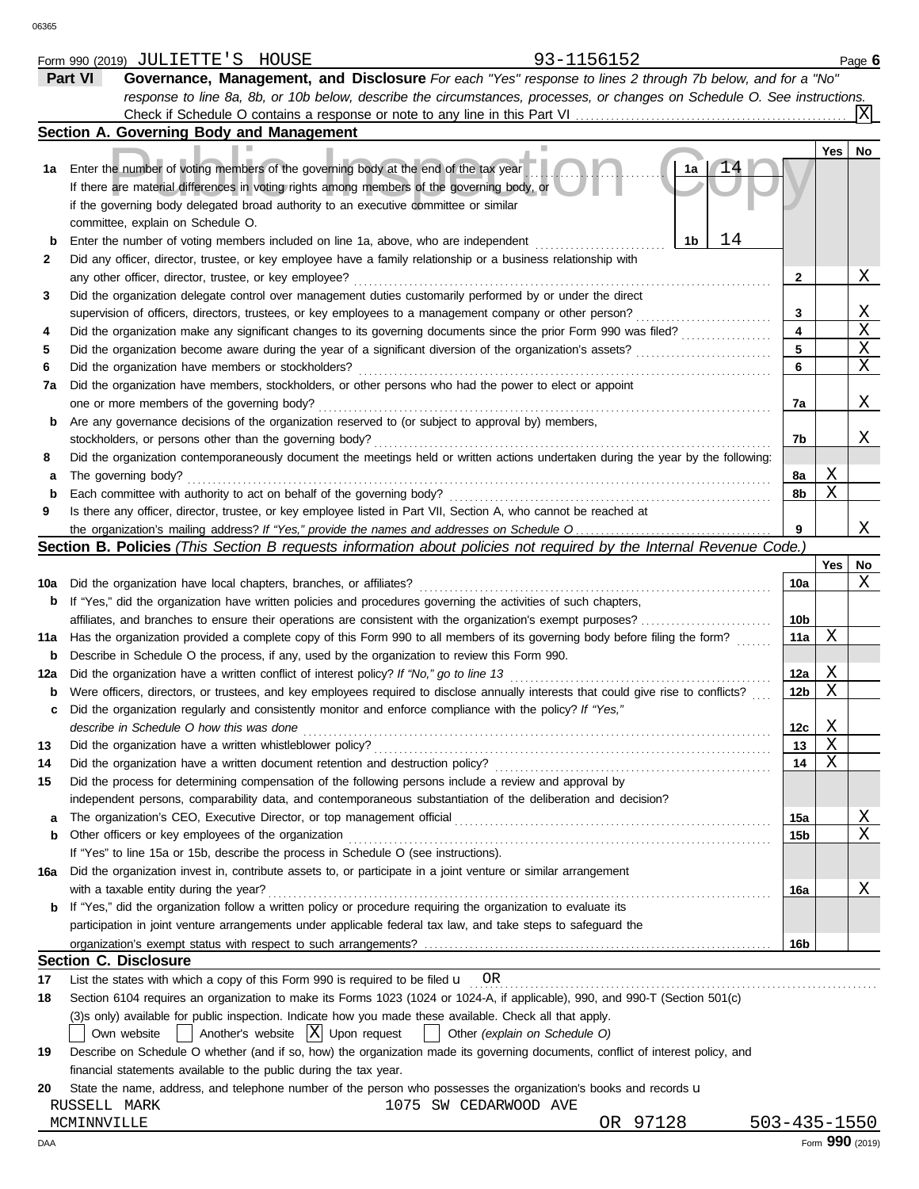Form 990 (2019) JULIETTE'S HOUSE 93-1156152 Page 6

## Part VI Governance, Management, and Disclosure

*For each "Yes" response to lines 2 through 7b below, and for a "No" response to line 8a, 8b, or 10b below, describe the circumstances, processes, or changes on Schedule O. See instructions.*

Check if Schedule O contains a response or note to any line in this Part VI ... [X]

### Section A. Governing Body and Management

| | | | Yes | No |
|---|---|---|---|---|
| 1a | Enter the number of voting members of the governing body at the end of the tax year ... **1a** 14<br>If there are material differences in voting rights among members of the governing body, or if the governing body delegated broad authority to an executive committee or similar committee, explain on Schedule O. | | | |
| b | Enter the number of voting members included on line 1a, above, who are independent ... **1b** 14 | | | |
| 2 | Did any officer, director, trustee, or key employee have a family relationship or a business relationship with any other officer, director, trustee, or key employee? | 2 | | X |
| 3 | Did the organization delegate control over management duties customarily performed by or under the direct supervision of officers, directors, trustees, or key employees to a management company or other person? | 3 | | X |
| 4 | Did the organization make any significant changes to its governing documents since the prior Form 990 was filed? | 4 | | X |
| 5 | Did the organization become aware during the year of a significant diversion of the organization's assets? | 5 | | X |
| 6 | Did the organization have members or stockholders? | 6 | | X |
| 7a | Did the organization have members, stockholders, or other persons who had the power to elect or appoint one or more members of the governing body? | 7a | | X |
| b | Are any governance decisions of the organization reserved to (or subject to approval by) members, stockholders, or persons other than the governing body? | 7b | | X |
| 8 | Did the organization contemporaneously document the meetings held or written actions undertaken during the year by the following: | | | |
| a | The governing body? | 8a | X | |
| b | Each committee with authority to act on behalf of the governing body? | 8b | X | |
| 9 | Is there any officer, director, trustee, or key employee listed in Part VII, Section A, who cannot be reached at the organization's mailing address? *If "Yes," provide the names and addresses on Schedule O* | 9 | | X |

### Section B. Policies *(This Section B requests information about policies not required by the Internal Revenue Code.)*

| | | | Yes | No |
|---|---|---|---|---|
| 10a | Did the organization have local chapters, branches, or affiliates? | 10a | | X |
| b | If "Yes," did the organization have written policies and procedures governing the activities of such chapters, affiliates, and branches to ensure their operations are consistent with the organization's exempt purposes? | 10b | | |
| 11a | Has the organization provided a complete copy of this Form 990 to all members of its governing body before filing the form? | 11a | X | |
| b | Describe in Schedule O the process, if any, used by the organization to review this Form 990. | | | |
| 12a | Did the organization have a written conflict of interest policy? *If "No," go to line 13* | 12a | X | |
| b | Were officers, directors, or trustees, and key employees required to disclose annually interests that could give rise to conflicts? | 12b | X | |
| c | Did the organization regularly and consistently monitor and enforce compliance with the policy? *If "Yes," describe in Schedule O how this was done* | 12c | X | |
| 13 | Did the organization have a written whistleblower policy? | 13 | X | |
| 14 | Did the organization have a written document retention and destruction policy? | 14 | X | |
| 15 | Did the process for determining compensation of the following persons include a review and approval by independent persons, comparability data, and contemporaneous substantiation of the deliberation and decision? | | | |
| a | The organization's CEO, Executive Director, or top management official | 15a | | X |
| b | Other officers or key employees of the organization | 15b | | X |
| | If "Yes" to line 15a or 15b, describe the process in Schedule O (see instructions). | | | |
| 16a | Did the organization invest in, contribute assets to, or participate in a joint venture or similar arrangement with a taxable entity during the year? | 16a | | X |
| b | If "Yes," did the organization follow a written policy or procedure requiring the organization to evaluate its participation in joint venture arrangements under applicable federal tax law, and take steps to safeguard the organization's exempt status with respect to such arrangements? | 16b | | |

### Section C. Disclosure

17 List the states with which a copy of this Form 990 is required to be filed u OR

18 Section 6104 requires an organization to make its Forms 1023 (1024 or 1024-A, if applicable), 990, and 990-T (Section 501(c)(3)s only) available for public inspection. Indicate how you made these available. Check all that apply.

[ ] Own website [ ] Another's website [X] Upon request [ ] Other *(explain on Schedule O)*

19 Describe on Schedule O whether (and if so, how) the organization made its governing documents, conflict of interest policy, and financial statements available to the public during the tax year.

20 State the name, address, and telephone number of the person who possesses the organization's books and records u

RUSSELL MARK 1075 SW CEDARWOOD AVE
MCMINNVILLE OR 97128 503-435-1550

Form **990** (2019)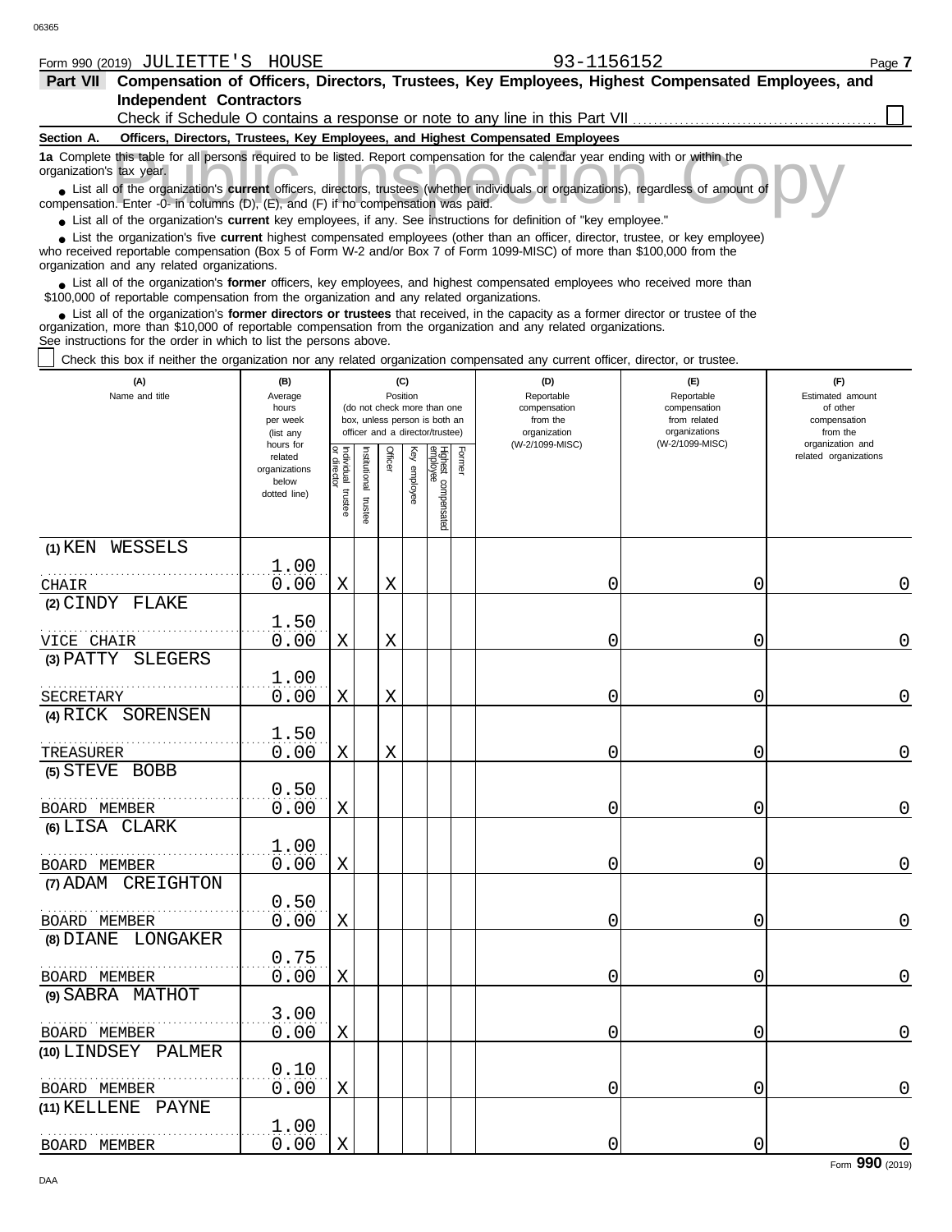Form 990 (2019) JULIETTE'S HOUSE 93-1156152 Page **7**

## Part VII Compensation of Officers, Directors, Trustees, Key Employees, Highest Compensated Employees, and Independent Contractors

Check if Schedule O contains a response or note to any line in this Part VII ☐

**Section A. Officers, Directors, Trustees, Key Employees, and Highest Compensated Employees**

**1a** Complete this table for all persons required to be listed. Report compensation for the calendar year ending with or within the organization's tax year.

- List all of the organization's **current** officers, directors, trustees (whether individuals or organizations), regardless of amount of compensation. Enter -0- in columns (D), (E), and (F) if no compensation was paid.
- List all of the organization's **current** key employees, if any. See instructions for definition of "key employee."
- List the organization's five **current** highest compensated employees (other than an officer, director, trustee, or key employee) who received reportable compensation (Box 5 of Form W-2 and/or Box 7 of Form 1099-MISC) of more than $100,000 from the organization and any related organizations.
- List all of the organization's **former** officers, key employees, and highest compensated employees who received more than $100,000 of reportable compensation from the organization and any related organizations.
- List all of the organization's **former directors or trustees** that received, in the capacity as a former director or trustee of the organization, more than $10,000 of reportable compensation from the organization and any related organizations.

See instructions for the order in which to list the persons above.

☐ Check this box if neither the organization nor any related organization compensated any current officer, director, or trustee.

| (A) Name and title | (B) Average hours per week (list any hours for related organizations below dotted line) | (C) Position (do not check more than one box, unless person is both an officer and a director/trustee) | | | | | | (D) Reportable compensation from the organization (W-2/1099-MISC) | (E) Reportable compensation from related organizations (W-2/1099-MISC) | (F) Estimated amount of other compensation from the organization and related organizations |
|---|---|---|---|---|---|---|---|---|---|---|
| | | Individual trustee or director | Institutional trustee | Officer | Key employee | Highest compensated employee | Former | | | |
| (1) KEN WESSELS<br>CHAIR | 1.00<br>0.00 | X | | X | | | | 0 | 0 | 0 |
| (2) CINDY FLAKE<br>VICE CHAIR | 1.50<br>0.00 | X | | X | | | | 0 | 0 | 0 |
| (3) PATTY SLEGERS<br>SECRETARY | 1.00<br>0.00 | X | | X | | | | 0 | 0 | 0 |
| (4) RICK SORENSEN<br>TREASURER | 1.50<br>0.00 | X | | X | | | | 0 | 0 | 0 |
| (5) STEVE BOBB<br>BOARD MEMBER | 0.50<br>0.00 | X | | | | | | 0 | 0 | 0 |
| (6) LISA CLARK<br>BOARD MEMBER | 1.00<br>0.00 | X | | | | | | 0 | 0 | 0 |
| (7) ADAM CREIGHTON<br>BOARD MEMBER | 0.50<br>0.00 | X | | | | | | 0 | 0 | 0 |
| (8) DIANE LONGAKER<br>BOARD MEMBER | 0.75<br>0.00 | X | | | | | | 0 | 0 | 0 |
| (9) SABRA MATHOT<br>BOARD MEMBER | 3.00<br>0.00 | X | | | | | | 0 | 0 | 0 |
| (10) LINDSEY PALMER<br>BOARD MEMBER | 0.10<br>0.00 | X | | | | | | 0 | 0 | 0 |
| (11) KELLENE PAYNE<br>BOARD MEMBER | 1.00<br>0.00 | X | | | | | | 0 | 0 | 0 |

Form **990** (2019)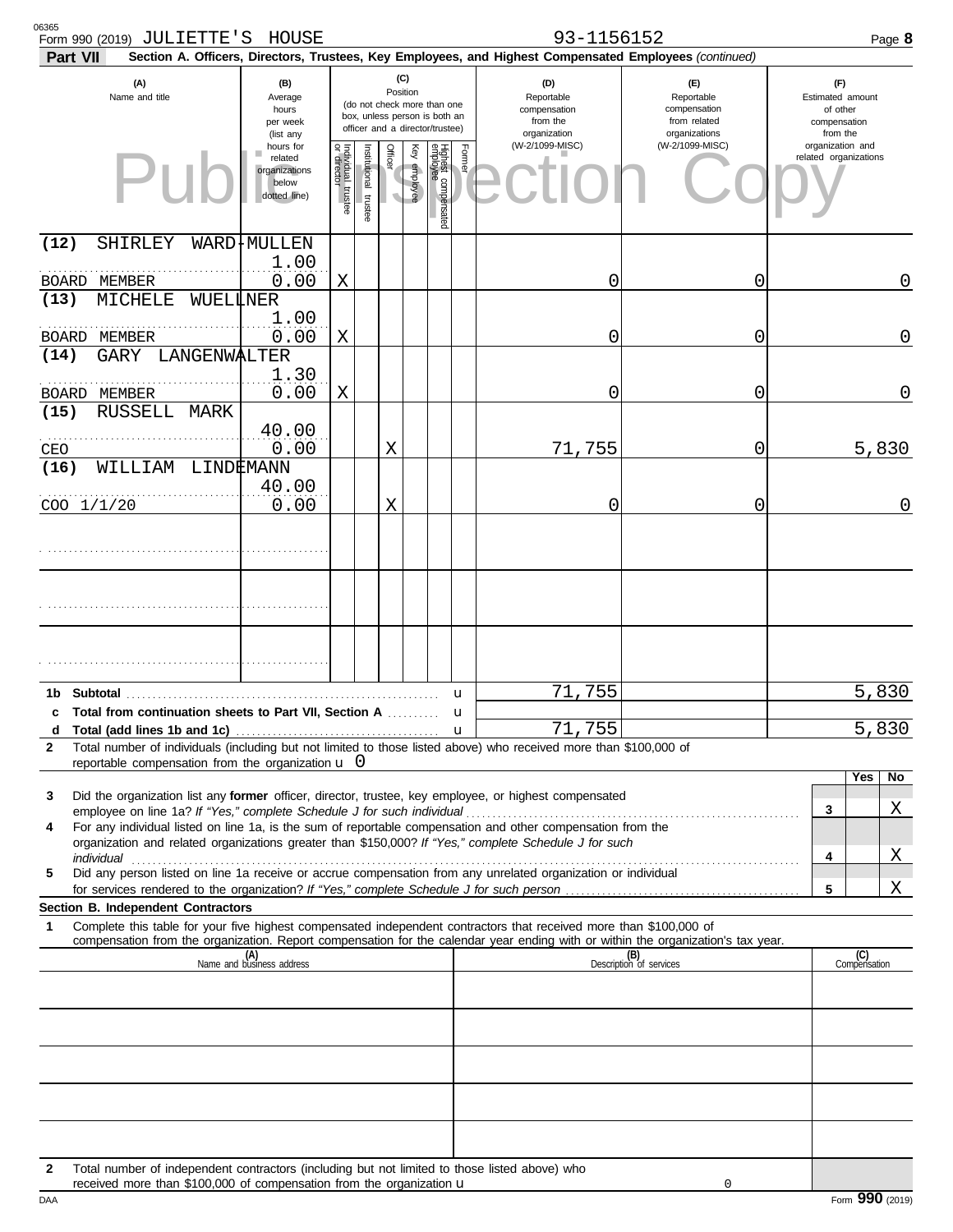Form 990 (2019) JULIETTE'S HOUSE 93-1156152

**Part VII** Section A. Officers, Directors, Trustees, Key Employees, and Highest Compensated Employees *(continued)*

| (A) Name and title | (B) Average hours per week (list any hours for related organizations below dotted line) | (C) Individual trustee or director | Institutional trustee | Officer | Key employee | Highest compensated employee | Former | (D) Reportable compensation from the organization (W-2/1099-MISC) | (E) Reportable compensation from related organizations (W-2/1099-MISC) | (F) Estimated amount of other compensation from the organization and related organizations |
|---|---|---|---|---|---|---|---|---|---|---|
| (12) SHIRLEY WARD-MULLEN BOARD MEMBER | 1.00 / 0.00 | X | | | | | | 0 | 0 | 0 |
| (13) MICHELE WUELLNER BOARD MEMBER | 1.00 / 0.00 | X | | | | | | 0 | 0 | 0 |
| (14) GARY LANGENWALTER BOARD MEMBER | 1.30 / 0.00 | X | | | | | | 0 | 0 | 0 |
| (15) RUSSELL MARK CEO | 40.00 / 0.00 | | | X | | | | 71,755 | 0 | 5,830 |
| (16) WILLIAM LINDEMANN COO 1/1/20 | 40.00 / 0.00 | | | X | | | | 0 | 0 | 0 |
| | | | | | | | | | | |
| | | | | | | | | | | |
| | | | | | | | | | | |
| 1b Subtotal | | | | | | | | 71,755 | | 5,830 |
| c Total from continuation sheets to Part VII, Section A | | | | | | | | | | |
| d Total (add lines 1b and 1c) | | | | | | | | 71,755 | | 5,830 |

2 Total number of individuals (including but not limited to those listed above) who received more than $100,000 of reportable compensation from the organization u 0

| | | Yes | No |
|---|---|---|---|
| 3 Did the organization list any **former** officer, director, trustee, key employee, or highest compensated employee on line 1a? *If "Yes," complete Schedule J for such individual* | 3 | | X |
| 4 For any individual listed on line 1a, is the sum of reportable compensation and other compensation from the organization and related organizations greater than $150,000? *If "Yes," complete Schedule J for such individual* | 4 | | X |
| 5 Did any person listed on line 1a receive or accrue compensation from any unrelated organization or individual for services rendered to the organization? *If "Yes," complete Schedule J for such person* | 5 | | X |

**Section B. Independent Contractors**

1 Complete this table for your five highest compensated independent contractors that received more than $100,000 of compensation from the organization. Report compensation for the calendar year ending with or within the organization's tax year.

| (A) Name and business address | (B) Description of services | (C) Compensation |
|---|---|---|
| | | |
| | | |
| | | |
| | | |
| | | |

2 Total number of independent contractors (including but not limited to those listed above) who received more than $100,000 of compensation from the organization u 0

Form **990** (2019)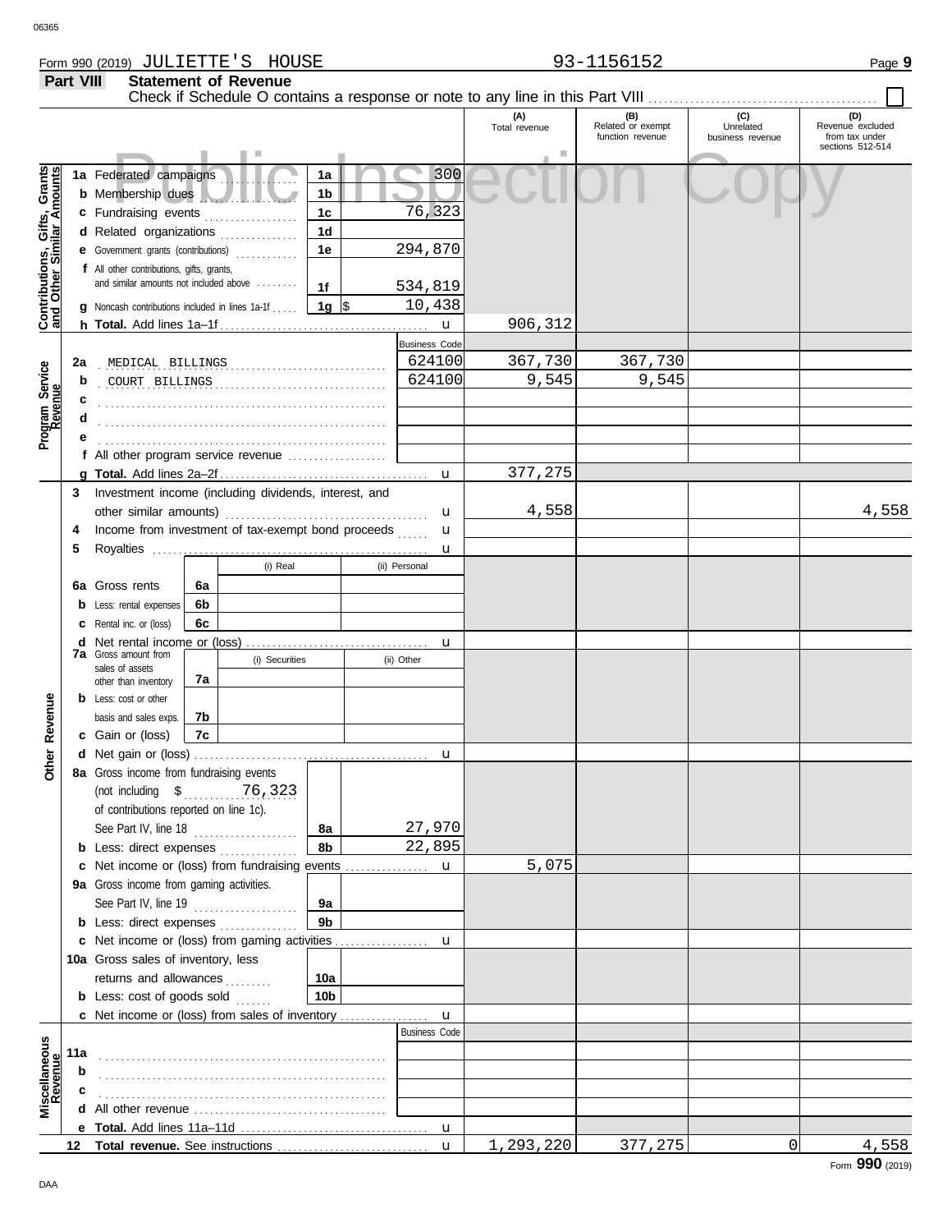Form 990 (2019) JULIETTE'S HOUSE 93-1156152

## Part VIII Statement of Revenue

Check if Schedule O contains a response or note to any line in this Part VIII ☐

| | | | (A) Total revenue | (B) Related or exempt function revenue | (C) Unrelated business revenue | (D) Revenue excluded from tax under sections 512-514 |
|---|---|---|---|---|---|---|
| **Contributions, Gifts, Grants and Other Similar Amounts** | 1a Federated campaigns | 1a 300 | | | | |
| | b Membership dues | 1b | | | | |
| | c Fundraising events | 1c 76,323 | | | | |
| | d Related organizations | 1d | | | | |
| | e Government grants (contributions) | 1e 294,870 | | | | |
| | f All other contributions, gifts, grants, and similar amounts not included above | 1f 534,819 | | | | |
| | g Noncash contributions included in lines 1a-1f | 1g $ 10,438 | | | | |
| | h **Total.** Add lines 1a–1f | | 906,312 | | | |
| **Program Service Revenue** | | Business Code | | | | |
| | 2a MEDICAL BILLINGS | 624100 | 367,730 | 367,730 | | |
| | b COURT BILLINGS | 624100 | 9,545 | 9,545 | | |
| | c | | | | | |
| | d | | | | | |
| | e | | | | | |
| | f All other program service revenue | | | | | |
| | g **Total.** Add lines 2a–2f | | 377,275 | | | |
| **Other Revenue** | 3 Investment income (including dividends, interest, and other similar amounts) | | 4,558 | | | 4,558 |
| | 4 Income from investment of tax-exempt bond proceeds | | | | | |
| | 5 Royalties | | | | | |
| | | (i) Real / (ii) Personal | | | | |
| | 6a Gross rents | 6a | | | | |
| | b Less: rental expenses | 6b | | | | |
| | c Rental inc. or (loss) | 6c | | | | |
| | d Net rental income or (loss) | | | | | |
| | 7a Gross amount from sales of assets other than inventory | (i) Securities / (ii) Other 7a | | | | |
| | b Less: cost or other basis and sales exps. | 7b | | | | |
| | c Gain or (loss) | 7c | | | | |
| | d Net gain or (loss) | | | | | |
| | 8a Gross income from fundraising events (not including $ 76,323 of contributions reported on line 1c). See Part IV, line 18 | 8a 27,970 | | | | |
| | b Less: direct expenses | 8b 22,895 | | | | |
| | c Net income or (loss) from fundraising events | | 5,075 | | | |
| | 9a Gross income from gaming activities. See Part IV, line 19 | 9a | | | | |
| | b Less: direct expenses | 9b | | | | |
| | c Net income or (loss) from gaming activities | | | | | |
| | 10a Gross sales of inventory, less returns and allowances | 10a | | | | |
| | b Less: cost of goods sold | 10b | | | | |
| | c Net income or (loss) from sales of inventory | | | | | |
| **Miscellaneous Revenue** | | Business Code | | | | |
| | 11a | | | | | |
| | b | | | | | |
| | c | | | | | |
| | d All other revenue | | | | | |
| | e **Total.** Add lines 11a–11d | | | | | |
| | 12 **Total revenue.** See instructions | | 1,293,220 | 377,275 | 0 | 4,558 |

Form **990** (2019)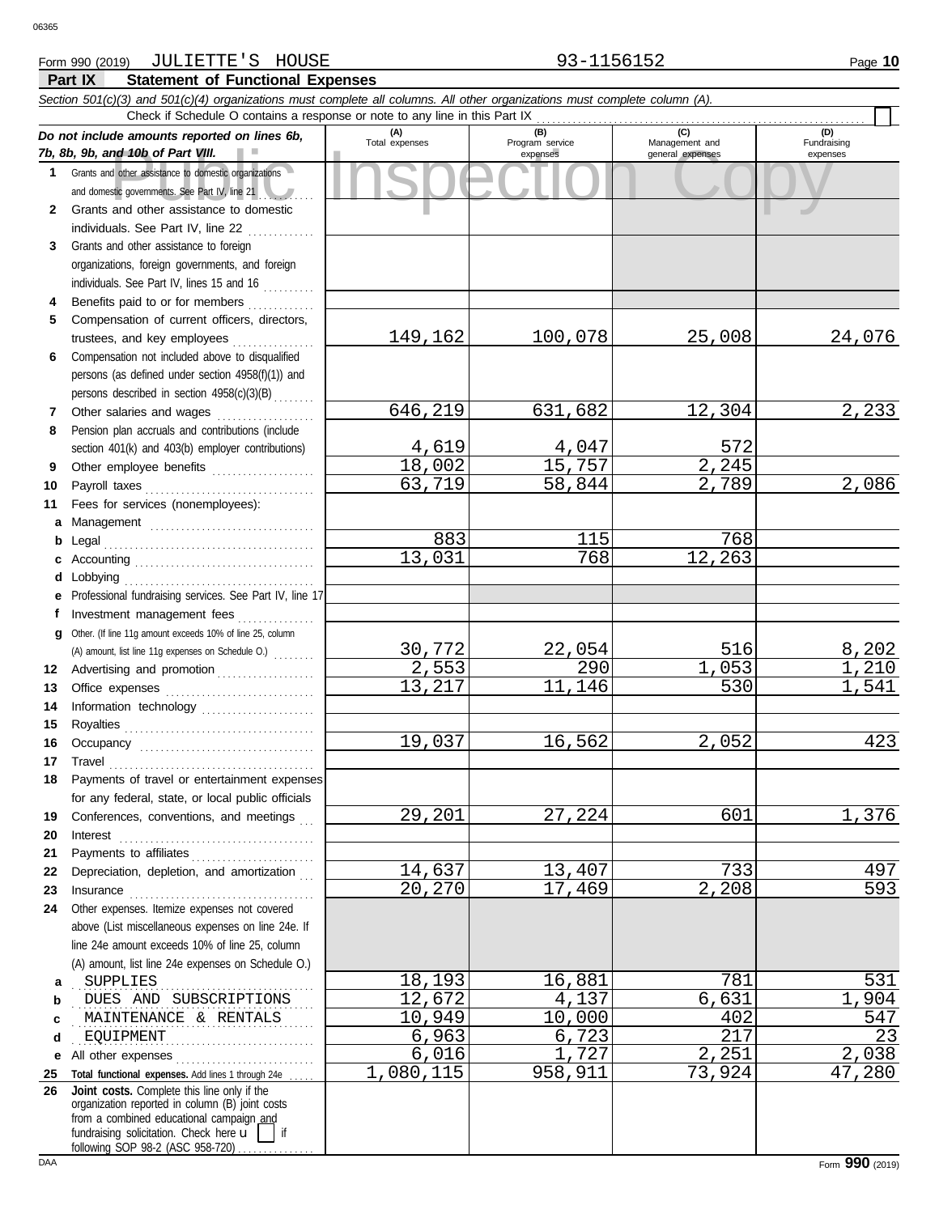Form 990 (2019) JULIETTE'S HOUSE 93-1156152 Page **10**

## Part IX Statement of Functional Expenses

*Section 501(c)(3) and 501(c)(4) organizations must complete all columns. All other organizations must complete column (A).*

Check if Schedule O contains a response or note to any line in this Part IX ☐

| *Do not include amounts reported on lines 6b, 7b, 8b, 9b, and 10b of Part VIII.* | (A) Total expenses | (B) Program service expenses | (C) Management and general expenses | (D) Fundraising expenses |
|---|---|---|---|---|
| **1** Grants and other assistance to domestic organizations and domestic governments. See Part IV, line 21 | | | | |
| **2** Grants and other assistance to domestic individuals. See Part IV, line 22 | | | | |
| **3** Grants and other assistance to foreign organizations, foreign governments, and foreign individuals. See Part IV, lines 15 and 16 | | | | |
| **4** Benefits paid to or for members | | | | |
| **5** Compensation of current officers, directors, trustees, and key employees | 149,162 | 100,078 | 25,008 | 24,076 |
| **6** Compensation not included above to disqualified persons (as defined under section 4958(f)(1)) and persons described in section 4958(c)(3)(B) | | | | |
| **7** Other salaries and wages | 646,219 | 631,682 | 12,304 | 2,233 |
| **8** Pension plan accruals and contributions (include section 401(k) and 403(b) employer contributions) | 4,619 | 4,047 | 572 | |
| **9** Other employee benefits | 18,002 | 15,757 | 2,245 | |
| **10** Payroll taxes | 63,719 | 58,844 | 2,789 | 2,086 |
| **11** Fees for services (nonemployees): | | | | |
| **a** Management | | | | |
| **b** Legal | 883 | 115 | 768 | |
| **c** Accounting | 13,031 | 768 | 12,263 | |
| **d** Lobbying | | | | |
| **e** Professional fundraising services. See Part IV, line 17 | | | | |
| **f** Investment management fees | | | | |
| **g** Other. (If line 11g amount exceeds 10% of line 25, column (A) amount, list line 11g expenses on Schedule O.) | 30,772 | 22,054 | 516 | 8,202 |
| **12** Advertising and promotion | 2,553 | 290 | 1,053 | 1,210 |
| **13** Office expenses | 13,217 | 11,146 | 530 | 1,541 |
| **14** Information technology | | | | |
| **15** Royalties | | | | |
| **16** Occupancy | 19,037 | 16,562 | 2,052 | 423 |
| **17** Travel | | | | |
| **18** Payments of travel or entertainment expenses for any federal, state, or local public officials | | | | |
| **19** Conferences, conventions, and meetings | 29,201 | 27,224 | 601 | 1,376 |
| **20** Interest | | | | |
| **21** Payments to affiliates | | | | |
| **22** Depreciation, depletion, and amortization | 14,637 | 13,407 | 733 | 497 |
| **23** Insurance | 20,270 | 17,469 | 2,208 | 593 |
| **24** Other expenses. Itemize expenses not covered above (List miscellaneous expenses on line 24e. If line 24e amount exceeds 10% of line 25, column (A) amount, list line 24e expenses on Schedule O.) | | | | |
| **a** SUPPLIES | 18,193 | 16,881 | 781 | 531 |
| **b** DUES AND SUBSCRIPTIONS | 12,672 | 4,137 | 6,631 | 1,904 |
| **c** MAINTENANCE & RENTALS | 10,949 | 10,000 | 402 | 547 |
| **d** EQUIPMENT | 6,963 | 6,723 | 217 | 23 |
| **e** All other expenses | 6,016 | 1,727 | 2,251 | 2,038 |
| **25** **Total functional expenses.** Add lines 1 through 24e | 1,080,115 | 958,911 | 73,924 | 47,280 |
| **26** **Joint costs.** Complete this line only if the organization reported in column (B) joint costs from a combined educational campaign and fundraising solicitation. Check here ☐ if following SOP 98-2 (ASC 958-720) | | | | |

Form **990** (2019)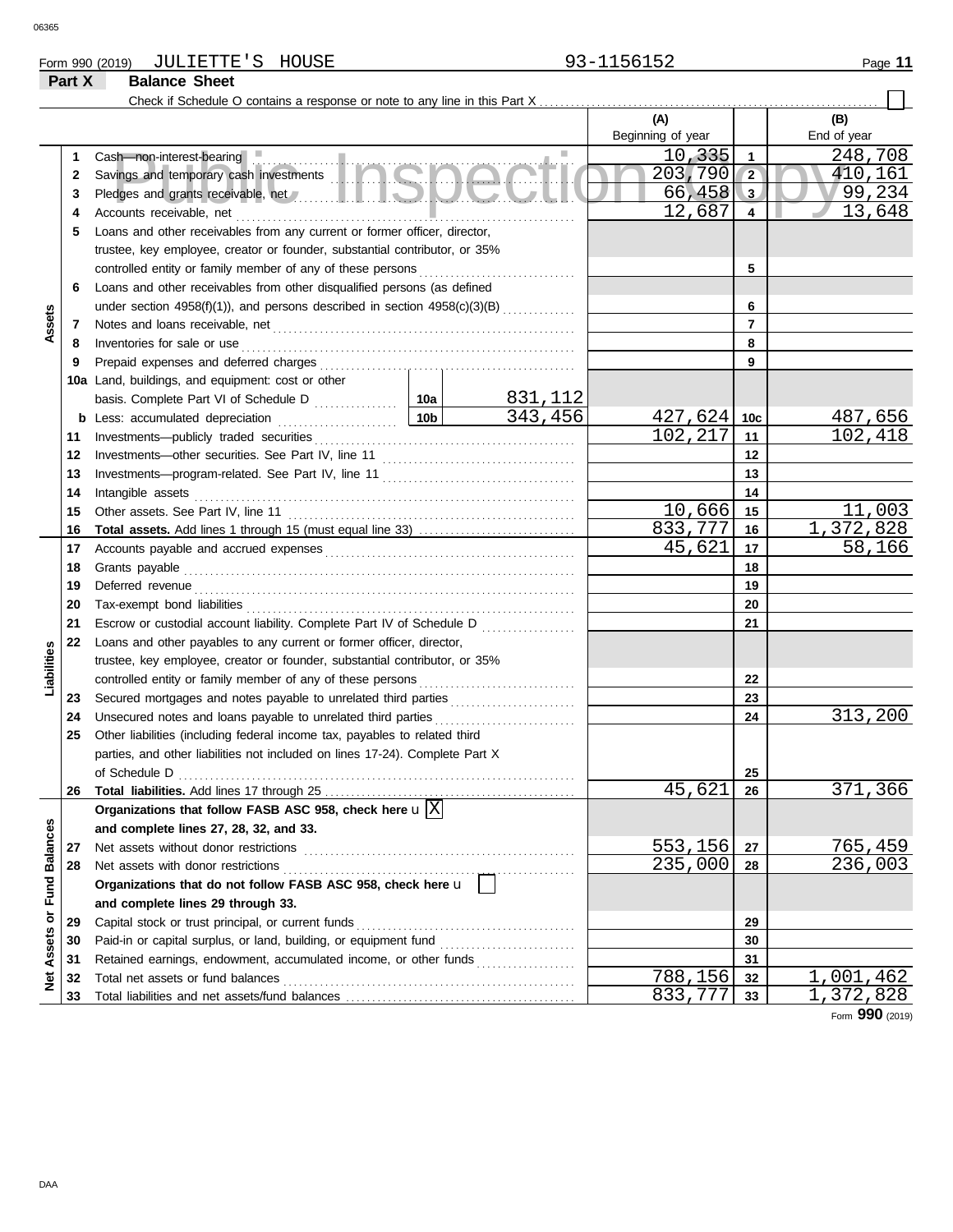Form 990 (2019) JULIETTE'S HOUSE 93-1156152

## Part X Balance Sheet

Check if Schedule O contains a response or note to any line in this Part X . . . . . . . . . . . . ☐

| Section | Line | Description | | | (A) Beginning of year | Line | (B) End of year |
|---|---|---|---|---|---|---|---|
| Assets | 1 | Cash—non-interest-bearing | | | 10,335 | 1 | 248,708 |
| | 2 | Savings and temporary cash investments | | | 203,790 | 2 | 410,161 |
| | 3 | Pledges and grants receivable, net | | | 66,458 | 3 | 99,234 |
| | 4 | Accounts receivable, net | | | 12,687 | 4 | 13,648 |
| | 5 | Loans and other receivables from any current or former officer, director, trustee, key employee, creator or founder, substantial contributor, or 35% controlled entity or family member of any of these persons | | | | 5 | |
| | 6 | Loans and other receivables from other disqualified persons (as defined under section 4958(f)(1)), and persons described in section 4958(c)(3)(B) | | | | 6 | |
| | 7 | Notes and loans receivable, net | | | | 7 | |
| | 8 | Inventories for sale or use | | | | 8 | |
| | 9 | Prepaid expenses and deferred charges | | | | 9 | |
| | 10a | Land, buildings, and equipment: cost or other basis. Complete Part VI of Schedule D | 10a | 831,112 | | | |
| | b | Less: accumulated depreciation | 10b | 343,456 | 427,624 | 10c | 487,656 |
| | 11 | Investments—publicly traded securities | | | 102,217 | 11 | 102,418 |
| | 12 | Investments—other securities. See Part IV, line 11 | | | | 12 | |
| | 13 | Investments—program-related. See Part IV, line 11 | | | | 13 | |
| | 14 | Intangible assets | | | | 14 | |
| | 15 | Other assets. See Part IV, line 11 | | | 10,666 | 15 | 11,003 |
| | 16 | **Total assets.** Add lines 1 through 15 (must equal line 33) | | | 833,777 | 16 | 1,372,828 |
| Liabilities | 17 | Accounts payable and accrued expenses | | | 45,621 | 17 | 58,166 |
| | 18 | Grants payable | | | | 18 | |
| | 19 | Deferred revenue | | | | 19 | |
| | 20 | Tax-exempt bond liabilities | | | | 20 | |
| | 21 | Escrow or custodial account liability. Complete Part IV of Schedule D | | | | 21 | |
| | 22 | Loans and other payables to any current or former officer, director, trustee, key employee, creator or founder, substantial contributor, or 35% controlled entity or family member of any of these persons | | | | 22 | |
| | 23 | Secured mortgages and notes payable to unrelated third parties | | | | 23 | |
| | 24 | Unsecured notes and loans payable to unrelated third parties | | | | 24 | 313,200 |
| | 25 | Other liabilities (including federal income tax, payables to related third parties, and other liabilities not included on lines 17-24). Complete Part X of Schedule D | | | | 25 | |
| | 26 | **Total liabilities.** Add lines 17 through 25 | | | 45,621 | 26 | 371,366 |
| Net Assets or Fund Balances | | **Organizations that follow FASB ASC 958, check here** ☒ **and complete lines 27, 28, 32, and 33.** | | | | | |
| | 27 | Net assets without donor restrictions | | | 553,156 | 27 | 765,459 |
| | 28 | Net assets with donor restrictions | | | 235,000 | 28 | 236,003 |
| | | **Organizations that do not follow FASB ASC 958, check here** ☐ **and complete lines 29 through 33.** | | | | | |
| | 29 | Capital stock or trust principal, or current funds | | | | 29 | |
| | 30 | Paid-in or capital surplus, or land, building, or equipment fund | | | | 30 | |
| | 31 | Retained earnings, endowment, accumulated income, or other funds | | | | 31 | |
| | 32 | Total net assets or fund balances | | | 788,156 | 32 | 1,001,462 |
| | 33 | Total liabilities and net assets/fund balances | | | 833,777 | 33 | 1,372,828 |

Form **990** (2019)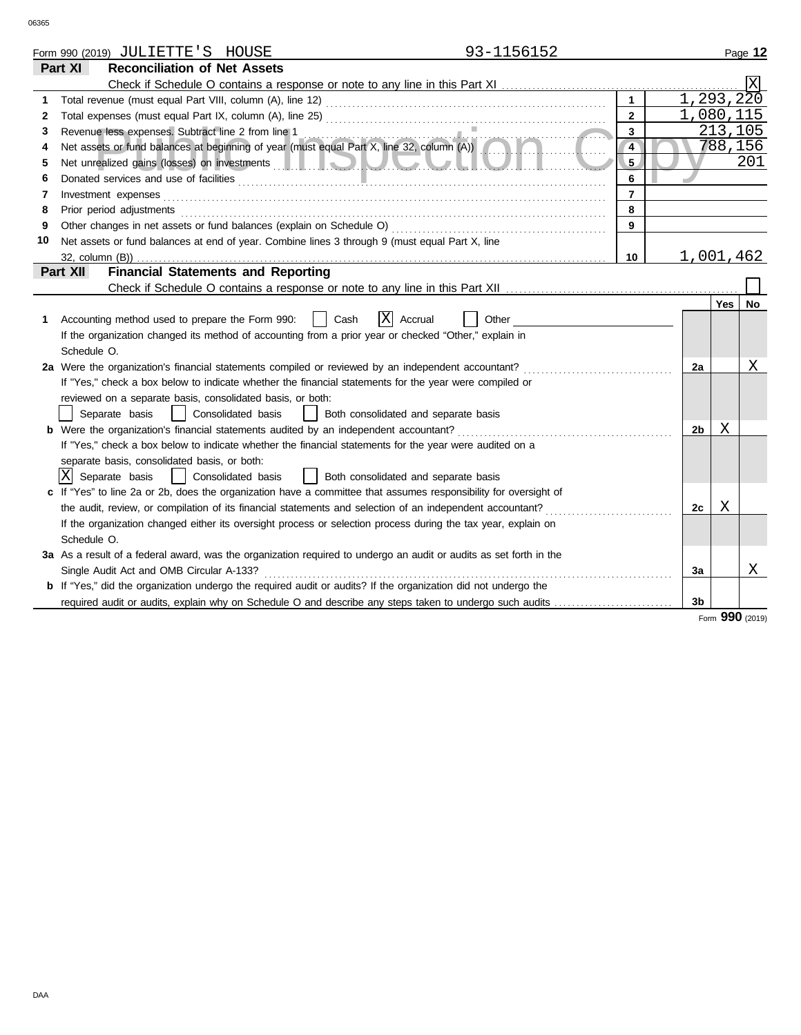Form 990 (2019) JULIETTE'S HOUSE 93-1156152 Page **12**

## Part XI Reconciliation of Net Assets

Check if Schedule O contains a response or note to any line in this Part XI ..... [X]

| | | | |
|---|---|---|---|
| 1 | Total revenue (must equal Part VIII, column (A), line 12) | 1 | 1,293,220 |
| 2 | Total expenses (must equal Part IX, column (A), line 25) | 2 | 1,080,115 |
| 3 | Revenue less expenses. Subtract line 2 from line 1 | 3 | 213,105 |
| 4 | Net assets or fund balances at beginning of year (must equal Part X, line 32, column (A)) | 4 | 788,156 |
| 5 | Net unrealized gains (losses) on investments | 5 | 201 |
| 6 | Donated services and use of facilities | 6 | |
| 7 | Investment expenses | 7 | |
| 8 | Prior period adjustments | 8 | |
| 9 | Other changes in net assets or fund balances (explain on Schedule O) | 9 | |
| 10 | Net assets or fund balances at end of year. Combine lines 3 through 9 (must equal Part X, line 32, column (B)) | 10 | 1,001,462 |

## Part XII Financial Statements and Reporting

Check if Schedule O contains a response or note to any line in this Part XII ..... [ ]

| | | | Yes | No |
|---|---|---|---|---|
| 1 | Accounting method used to prepare the Form 990: [ ] Cash [X] Accrual [ ] Other ______<br>If the organization changed its method of accounting from a prior year or checked "Other," explain in Schedule O. | | | |
| 2a | Were the organization's financial statements compiled or reviewed by an independent accountant?<br>If "Yes," check a box below to indicate whether the financial statements for the year were compiled or reviewed on a separate basis, consolidated basis, or both:<br>[ ] Separate basis [ ] Consolidated basis [ ] Both consolidated and separate basis | 2a | | X |
| b | Were the organization's financial statements audited by an independent accountant?<br>If "Yes," check a box below to indicate whether the financial statements for the year were audited on a separate basis, consolidated basis, or both:<br>[X] Separate basis [ ] Consolidated basis [ ] Both consolidated and separate basis | 2b | X | |
| c | If "Yes" to line 2a or 2b, does the organization have a committee that assumes responsibility for oversight of the audit, review, or compilation of its financial statements and selection of an independent accountant?<br>If the organization changed either its oversight process or selection process during the tax year, explain on Schedule O. | 2c | X | |
| 3a | As a result of a federal award, was the organization required to undergo an audit or audits as set forth in the Single Audit Act and OMB Circular A-133? | 3a | | X |
| b | If "Yes," did the organization undergo the required audit or audits? If the organization did not undergo the required audit or audits, explain why on Schedule O and describe any steps taken to undergo such audits | 3b | | |

Form **990** (2019)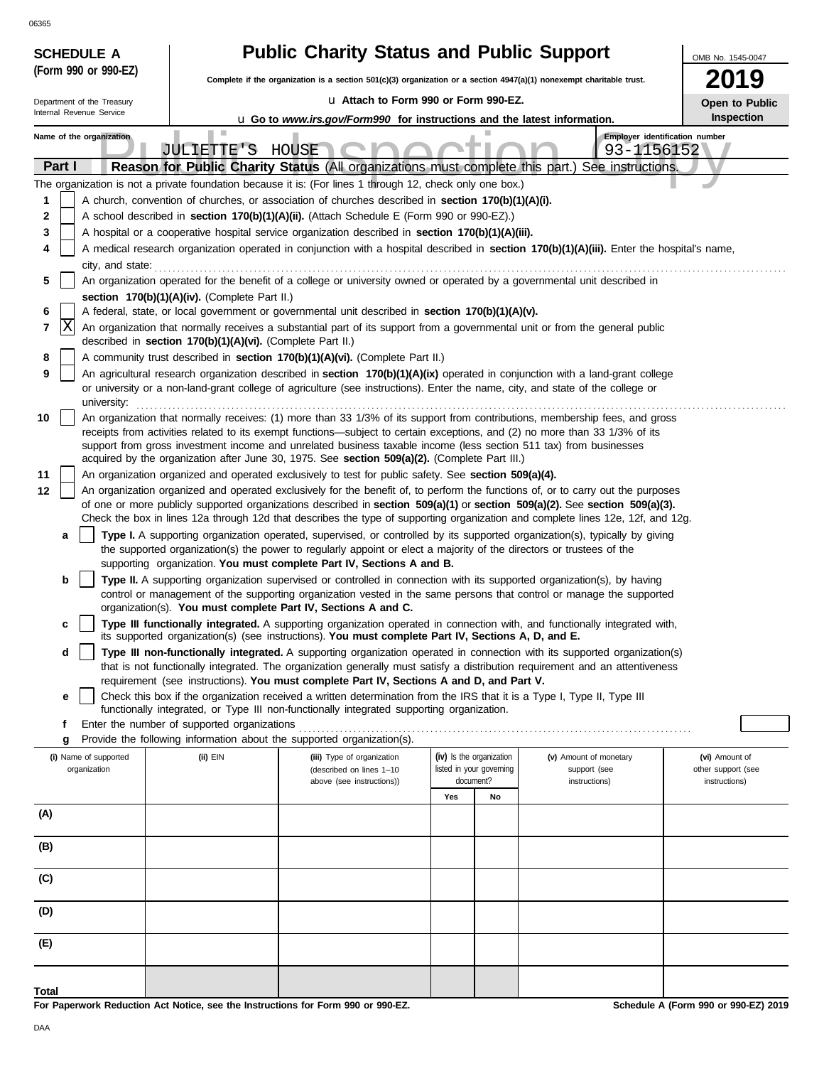06365

**SCHEDULE A**
**(Form 990 or 990-EZ)**

Department of the Treasury
Internal Revenue Service

# Public Charity Status and Public Support

**Complete if the organization is a section 501(c)(3) organization or a section 4947(a)(1) nonexempt charitable trust.**

u **Attach to Form 990 or Form 990-EZ.**

u **Go to *www.irs.gov/Form990* for instructions and the latest information.**

OMB No. 1545-0047

**2019**

**Open to Public Inspection**

**Name of the organization:** JULIETTE'S HOUSE

**Employer identification number:** 93-1156152

**Part I — Reason for Public Charity Status** (All organizations must complete this part.) See instructions.

The organization is not a private foundation because it is: (For lines 1 through 12, check only one box.)

1. [ ] A church, convention of churches, or association of churches described in **section 170(b)(1)(A)(i).**
2. [ ] A school described in **section 170(b)(1)(A)(ii).** (Attach Schedule E (Form 990 or 990-EZ).)
3. [ ] A hospital or a cooperative hospital service organization described in **section 170(b)(1)(A)(iii).**
4. [ ] A medical research organization operated in conjunction with a hospital described in **section 170(b)(1)(A)(iii).** Enter the hospital's name, city, and state:
5. [ ] An organization operated for the benefit of a college or university owned or operated by a governmental unit described in **section 170(b)(1)(A)(iv).** (Complete Part II.)
6. [ ] A federal, state, or local government or governmental unit described in **section 170(b)(1)(A)(v).**
7. [X] An organization that normally receives a substantial part of its support from a governmental unit or from the general public described in **section 170(b)(1)(A)(vi).** (Complete Part II.)
8. [ ] A community trust described in **section 170(b)(1)(A)(vi).** (Complete Part II.)
9. [ ] An agricultural research organization described in **section 170(b)(1)(A)(ix)** operated in conjunction with a land-grant college or university or a non-land-grant college of agriculture (see instructions). Enter the name, city, and state of the college or university:
10. [ ] An organization that normally receives: (1) more than 33 1/3% of its support from contributions, membership fees, and gross receipts from activities related to its exempt functions—subject to certain exceptions, and (2) no more than 33 1/3% of its support from gross investment income and unrelated business taxable income (less section 511 tax) from businesses acquired by the organization after June 30, 1975. See **section 509(a)(2).** (Complete Part III.)
11. [ ] An organization organized and operated exclusively to test for public safety. See **section 509(a)(4).**
12. [ ] An organization organized and operated exclusively for the benefit of, to perform the functions of, or to carry out the purposes of one or more publicly supported organizations described in **section 509(a)(1)** or **section 509(a)(2).** See **section 509(a)(3).** Check the box in lines 12a through 12d that describes the type of supporting organization and complete lines 12e, 12f, and 12g.
   - **a** [ ] **Type I.** A supporting organization operated, supervised, or controlled by its supported organization(s), typically by giving the supported organization(s) the power to regularly appoint or elect a majority of the directors or trustees of the supporting organization. **You must complete Part IV, Sections A and B.**
   - **b** [ ] **Type II.** A supporting organization supervised or controlled in connection with its supported organization(s), by having control or management of the supporting organization vested in the same persons that control or manage the supported organization(s). **You must complete Part IV, Sections A and C.**
   - **c** [ ] **Type III functionally integrated.** A supporting organization operated in connection with, and functionally integrated with, its supported organization(s) (see instructions). **You must complete Part IV, Sections A, D, and E.**
   - **d** [ ] **Type III non-functionally integrated.** A supporting organization operated in connection with its supported organization(s) that is not functionally integrated. The organization generally must satisfy a distribution requirement and an attentiveness requirement (see instructions). **You must complete Part IV, Sections A and D, and Part V.**
   - **e** [ ] Check this box if the organization received a written determination from the IRS that it is a Type I, Type II, Type III functionally integrated, or Type III non-functionally integrated supporting organization.
   - **f** Enter the number of supported organizations
   - **g** Provide the following information about the supported organization(s).

| (i) Name of supported organization | (ii) EIN | (iii) Type of organization (described on lines 1–10 above (see instructions)) | (iv) Is the organization listed in your governing document? Yes | No | (v) Amount of monetary support (see instructions) | (vi) Amount of other support (see instructions) |
|---|---|---|---|---|---|---|
| (A) | | | | | | |
| (B) | | | | | | |
| (C) | | | | | | |
| (D) | | | | | | |
| (E) | | | | | | |
| **Total** | | | | | | |

**For Paperwork Reduction Act Notice, see the Instructions for Form 990 or 990-EZ.**

**Schedule A (Form 990 or 990-EZ) 2019**

DAA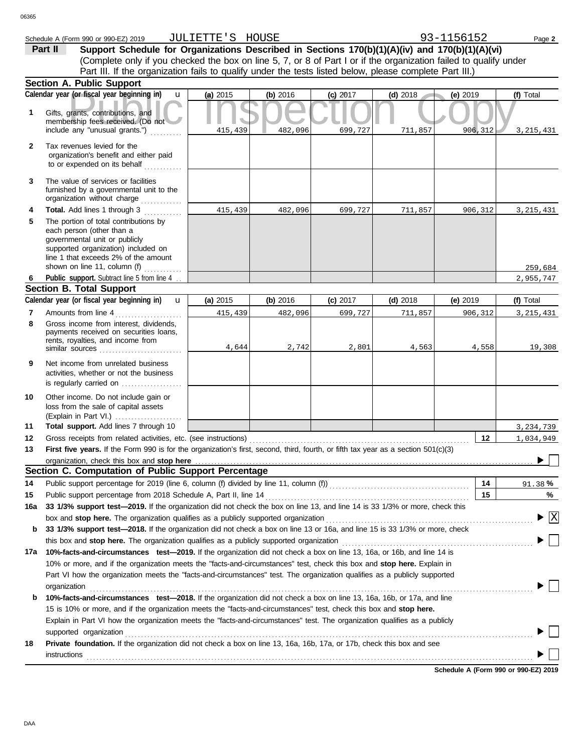Schedule A (Form 990 or 990-EZ) 2019 JULIETTE'S HOUSE 93-1156152

**Part II** **Support Schedule for Organizations Described in Sections 170(b)(1)(A)(iv) and 170(b)(1)(A)(vi)**
(Complete only if you checked the box on line 5, 7, or 8 of Part I or if the organization failed to qualify under Part III. If the organization fails to qualify under the tests listed below, please complete Part III.)

**Section A. Public Support**

| Calendar year (or fiscal year beginning in) | (a) 2015 | (b) 2016 | (c) 2017 | (d) 2018 | (e) 2019 | (f) Total |
|---|---|---|---|---|---|---|
| **1** Gifts, grants, contributions, and membership fees received. (Do not include any "unusual grants.") | 415,439 | 482,096 | 699,727 | 711,857 | 906,312 | 3,215,431 |
| **2** Tax revenues levied for the organization's benefit and either paid to or expended on its behalf | | | | | | |
| **3** The value of services or facilities furnished by a governmental unit to the organization without charge | | | | | | |
| **4** **Total.** Add lines 1 through 3 | 415,439 | 482,096 | 699,727 | 711,857 | 906,312 | 3,215,431 |
| **5** The portion of total contributions by each person (other than a governmental unit or publicly supported organization) included on line 1 that exceeds 2% of the amount shown on line 11, column (f) | | | | | | 259,684 |
| **6** **Public support.** Subtract line 5 from line 4 | | | | | | 2,955,747 |

**Section B. Total Support**

| Calendar year (or fiscal year beginning in) | (a) 2015 | (b) 2016 | (c) 2017 | (d) 2018 | (e) 2019 | (f) Total |
|---|---|---|---|---|---|---|
| **7** Amounts from line 4 | 415,439 | 482,096 | 699,727 | 711,857 | 906,312 | 3,215,431 |
| **8** Gross income from interest, dividends, payments received on securities loans, rents, royalties, and income from similar sources | 4,644 | 2,742 | 2,801 | 4,563 | 4,558 | 19,308 |
| **9** Net income from unrelated business activities, whether or not the business is regularly carried on | | | | | | |
| **10** Other income. Do not include gain or loss from the sale of capital assets (Explain in Part VI.) | | | | | | |
| **11** **Total support.** Add lines 7 through 10 | | | | | | 3,234,739 |

**12** Gross receipts from related activities, etc. (see instructions) — **12** — 1,034,949

**13** **First five years.** If the Form 990 is for the organization's first, second, third, fourth, or fifth tax year as a section 501(c)(3) organization, check this box and **stop here** ☐

**Section C. Computation of Public Support Percentage**

**14** Public support percentage for 2019 (line 6, column (f) divided by line 11, column (f)) — **14** — 91.38 %

**15** Public support percentage from 2018 Schedule A, Part II, line 14 — **15** — %

**16a** **33 1/3% support test—2019.** If the organization did not check the box on line 13, and line 14 is 33 1/3% or more, check this box and **stop here.** The organization qualifies as a publicly supported organization ☒

**b** **33 1/3% support test—2018.** If the organization did not check a box on line 13 or 16a, and line 15 is 33 1/3% or more, check this box and **stop here.** The organization qualifies as a publicly supported organization ☐

**17a** **10%-facts-and-circumstances test—2019.** If the organization did not check a box on line 13, 16a, or 16b, and line 14 is 10% or more, and if the organization meets the "facts-and-circumstances" test, check this box and **stop here.** Explain in Part VI how the organization meets the "facts-and-circumstances" test. The organization qualifies as a publicly supported organization ☐

**b** **10%-facts-and-circumstances test—2018.** If the organization did not check a box on line 13, 16a, 16b, or 17a, and line 15 is 10% or more, and if the organization meets the "facts-and-circumstances" test, check this box and **stop here.** Explain in Part VI how the organization meets the "facts-and-circumstances" test. The organization qualifies as a publicly supported organization ☐

**18** **Private foundation.** If the organization did not check a box on line 13, 16a, 16b, 17a, or 17b, check this box and see instructions ☐

**Schedule A (Form 990 or 990-EZ) 2019**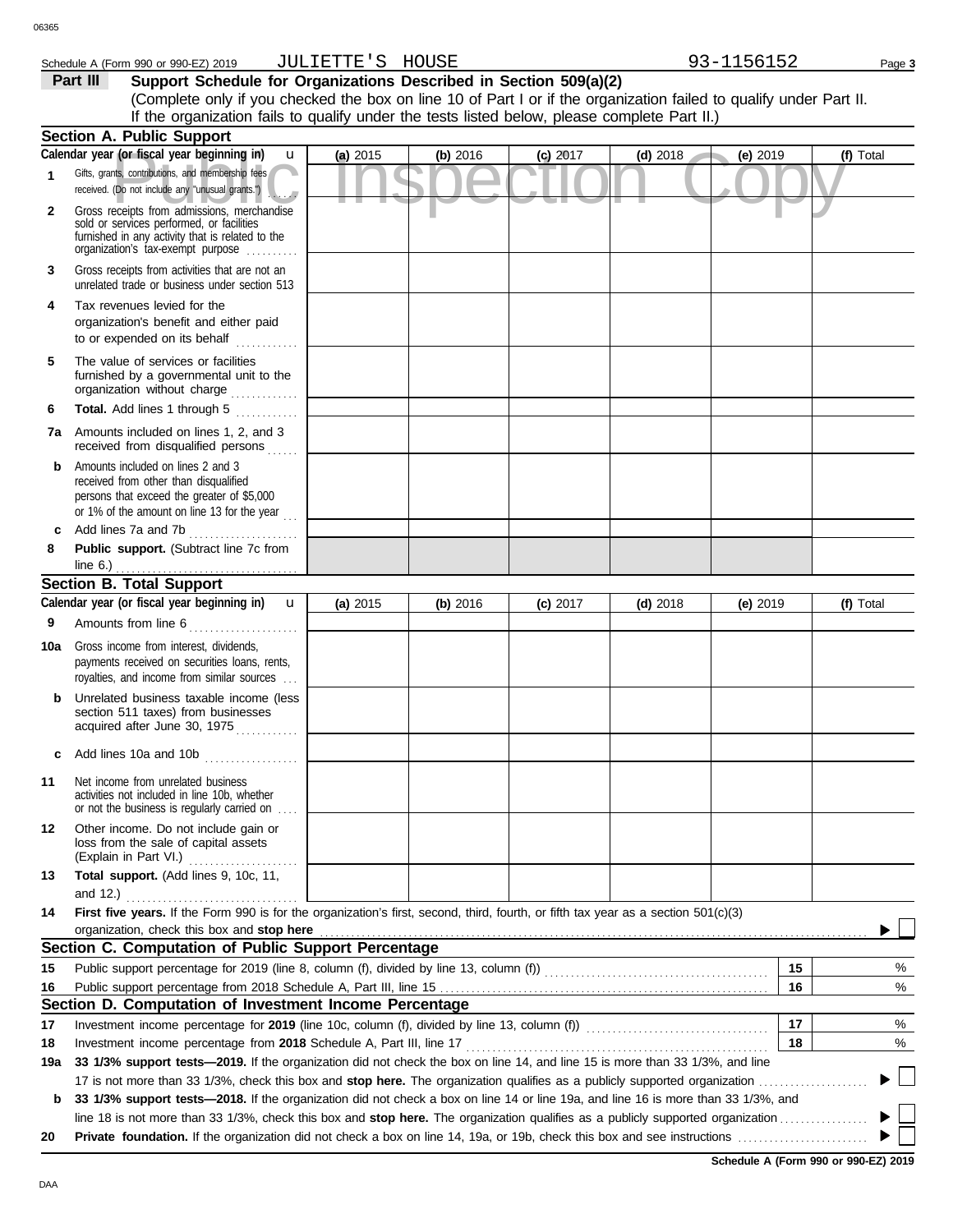Schedule A (Form 990 or 990-EZ) 2019 JULIETTE'S HOUSE 93-1156152 Page **3**

## Part III Support Schedule for Organizations Described in Section 509(a)(2)

(Complete only if you checked the box on line 10 of Part I or if the organization failed to qualify under Part II. If the organization fails to qualify under the tests listed below, please complete Part II.)

### Section A. Public Support

| Calendar year (or fiscal year beginning in) u | (a) 2015 | (b) 2016 | (c) 2017 | (d) 2018 | (e) 2019 | (f) Total |
|---|---|---|---|---|---|---|
| **1** Gifts, grants, contributions, and membership fees received. (Do not include any "unusual grants.") | | | | | | |
| **2** Gross receipts from admissions, merchandise sold or services performed, or facilities furnished in any activity that is related to the organization's tax-exempt purpose | | | | | | |
| **3** Gross receipts from activities that are not an unrelated trade or business under section 513 | | | | | | |
| **4** Tax revenues levied for the organization's benefit and either paid to or expended on its behalf | | | | | | |
| **5** The value of services or facilities furnished by a governmental unit to the organization without charge | | | | | | |
| **6** **Total.** Add lines 1 through 5 | | | | | | |
| **7a** Amounts included on lines 1, 2, and 3 received from disqualified persons | | | | | | |
| **b** Amounts included on lines 2 and 3 received from other than disqualified persons that exceed the greater of $5,000 or 1% of the amount on line 13 for the year | | | | | | |
| **c** Add lines 7a and 7b | | | | | | |
| **8** **Public support.** (Subtract line 7c from line 6.) | | | | | | |

### Section B. Total Support

| Calendar year (or fiscal year beginning in) u | (a) 2015 | (b) 2016 | (c) 2017 | (d) 2018 | (e) 2019 | (f) Total |
|---|---|---|---|---|---|---|
| **9** Amounts from line 6 | | | | | | |
| **10a** Gross income from interest, dividends, payments received on securities loans, rents, royalties, and income from similar sources | | | | | | |
| **b** Unrelated business taxable income (less section 511 taxes) from businesses acquired after June 30, 1975 | | | | | | |
| **c** Add lines 10a and 10b | | | | | | |
| **11** Net income from unrelated business activities not included in line 10b, whether or not the business is regularly carried on | | | | | | |
| **12** Other income. Do not include gain or loss from the sale of capital assets (Explain in Part VI.) | | | | | | |
| **13** **Total support.** (Add lines 9, 10c, 11, and 12.) | | | | | | |

**14** **First five years.** If the Form 990 is for the organization's first, second, third, fourth, or fifth tax year as a section 501(c)(3) organization, check this box and **stop here** ☐

### Section C. Computation of Public Support Percentage

| | | | |
|---|---|---|---|
| **15** | Public support percentage for 2019 (line 8, column (f), divided by line 13, column (f)) | **15** | % |
| **16** | Public support percentage from 2018 Schedule A, Part III, line 15 | **16** | % |

### Section D. Computation of Investment Income Percentage

| | | | |
|---|---|---|---|
| **17** | Investment income percentage for **2019** (line 10c, column (f), divided by line 13, column (f)) | **17** | % |
| **18** | Investment income percentage from **2018** Schedule A, Part III, line 17 | **18** | % |

**19a** **33 1/3% support tests—2019.** If the organization did not check the box on line 14, and line 15 is more than 33 1/3%, and line 17 is not more than 33 1/3%, check this box and **stop here.** The organization qualifies as a publicly supported organization ☐

**b** **33 1/3% support tests—2018.** If the organization did not check a box on line 14 or line 19a, and line 16 is more than 33 1/3%, and line 18 is not more than 33 1/3%, check this box and **stop here.** The organization qualifies as a publicly supported organization ☐

**20** **Private foundation.** If the organization did not check a box on line 14, 19a, or 19b, check this box and see instructions ☐

**Schedule A (Form 990 or 990-EZ) 2019**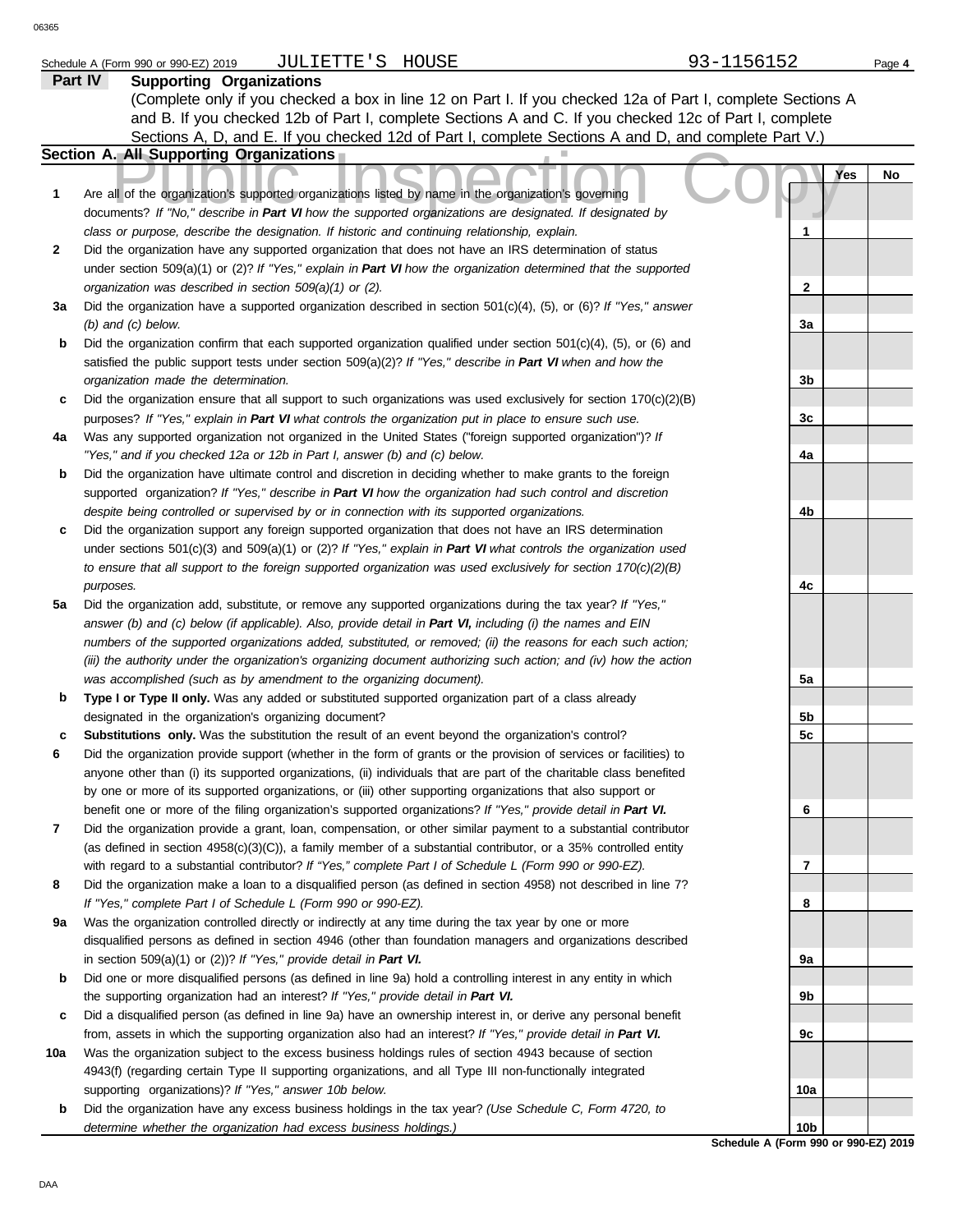Schedule A (Form 990 or 990-EZ) 2019 JULIETTE'S HOUSE 93-1156152

**Part IV Supporting Organizations**

(Complete only if you checked a box in line 12 on Part I. If you checked 12a of Part I, complete Sections A and B. If you checked 12b of Part I, complete Sections A and C. If you checked 12c of Part I, complete Sections A, D, and E. If you checked 12d of Part I, complete Sections A and D, and complete Part V.)

**Section A. All Supporting Organizations**

Public Inspection Copy

| | | | Yes | No |
|---|---|---|---|---|
| **1** | Are all of the organization's supported organizations listed by name in the organization's governing documents? *If "No," describe in **Part VI** how the supported organizations are designated. If designated by class or purpose, describe the designation. If historic and continuing relationship, explain.* | 1 | | |
| **2** | Did the organization have any supported organization that does not have an IRS determination of status under section 509(a)(1) or (2)? *If "Yes," explain in **Part VI** how the organization determined that the supported organization was described in section 509(a)(1) or (2).* | 2 | | |
| **3a** | Did the organization have a supported organization described in section 501(c)(4), (5), or (6)? *If "Yes," answer (b) and (c) below.* | 3a | | |
| **b** | Did the organization confirm that each supported organization qualified under section 501(c)(4), (5), or (6) and satisfied the public support tests under section 509(a)(2)? *If "Yes," describe in **Part VI** when and how the organization made the determination.* | 3b | | |
| **c** | Did the organization ensure that all support to such organizations was used exclusively for section 170(c)(2)(B) purposes? *If "Yes," explain in **Part VI** what controls the organization put in place to ensure such use.* | 3c | | |
| **4a** | Was any supported organization not organized in the United States ("foreign supported organization")? *If "Yes," and if you checked 12a or 12b in Part I, answer (b) and (c) below.* | 4a | | |
| **b** | Did the organization have ultimate control and discretion in deciding whether to make grants to the foreign supported organization? *If "Yes," describe in **Part VI** how the organization had such control and discretion despite being controlled or supervised by or in connection with its supported organizations.* | 4b | | |
| **c** | Did the organization support any foreign supported organization that does not have an IRS determination under sections 501(c)(3) and 509(a)(1) or (2)? *If "Yes," explain in **Part VI** what controls the organization used to ensure that all support to the foreign supported organization was used exclusively for section 170(c)(2)(B) purposes.* | 4c | | |
| **5a** | Did the organization add, substitute, or remove any supported organizations during the tax year? *If "Yes," answer (b) and (c) below (if applicable). Also, provide detail in **Part VI,** including (i) the names and EIN numbers of the supported organizations added, substituted, or removed; (ii) the reasons for each such action; (iii) the authority under the organization's organizing document authorizing such action; and (iv) how the action was accomplished (such as by amendment to the organizing document).* | 5a | | |
| **b** | **Type I or Type II only.** Was any added or substituted supported organization part of a class already designated in the organization's organizing document? | 5b | | |
| **c** | **Substitutions only.** Was the substitution the result of an event beyond the organization's control? | 5c | | |
| **6** | Did the organization provide support (whether in the form of grants or the provision of services or facilities) to anyone other than (i) its supported organizations, (ii) individuals that are part of the charitable class benefited by one or more of its supported organizations, or (iii) other supporting organizations that also support or benefit one or more of the filing organization's supported organizations? *If "Yes," provide detail in **Part VI.*** | 6 | | |
| **7** | Did the organization provide a grant, loan, compensation, or other similar payment to a substantial contributor (as defined in section 4958(c)(3)(C)), a family member of a substantial contributor, or a 35% controlled entity with regard to a substantial contributor? *If "Yes," complete Part I of Schedule L (Form 990 or 990-EZ).* | 7 | | |
| **8** | Did the organization make a loan to a disqualified person (as defined in section 4958) not described in line 7? *If "Yes," complete Part I of Schedule L (Form 990 or 990-EZ).* | 8 | | |
| **9a** | Was the organization controlled directly or indirectly at any time during the tax year by one or more disqualified persons as defined in section 4946 (other than foundation managers and organizations described in section 509(a)(1) or (2))? *If "Yes," provide detail in **Part VI.*** | 9a | | |
| **b** | Did one or more disqualified persons (as defined in line 9a) hold a controlling interest in any entity in which the supporting organization had an interest? *If "Yes," provide detail in **Part VI.*** | 9b | | |
| **c** | Did a disqualified person (as defined in line 9a) have an ownership interest in, or derive any personal benefit from, assets in which the supporting organization also had an interest? *If "Yes," provide detail in **Part VI.*** | 9c | | |
| **10a** | Was the organization subject to the excess business holdings rules of section 4943 because of section 4943(f) (regarding certain Type II supporting organizations, and all Type III non-functionally integrated supporting organizations)? *If "Yes," answer 10b below.* | 10a | | |
| **b** | Did the organization have any excess business holdings in the tax year? *(Use Schedule C, Form 4720, to determine whether the organization had excess business holdings.)* | 10b | | |

**Schedule A (Form 990 or 990-EZ) 2019**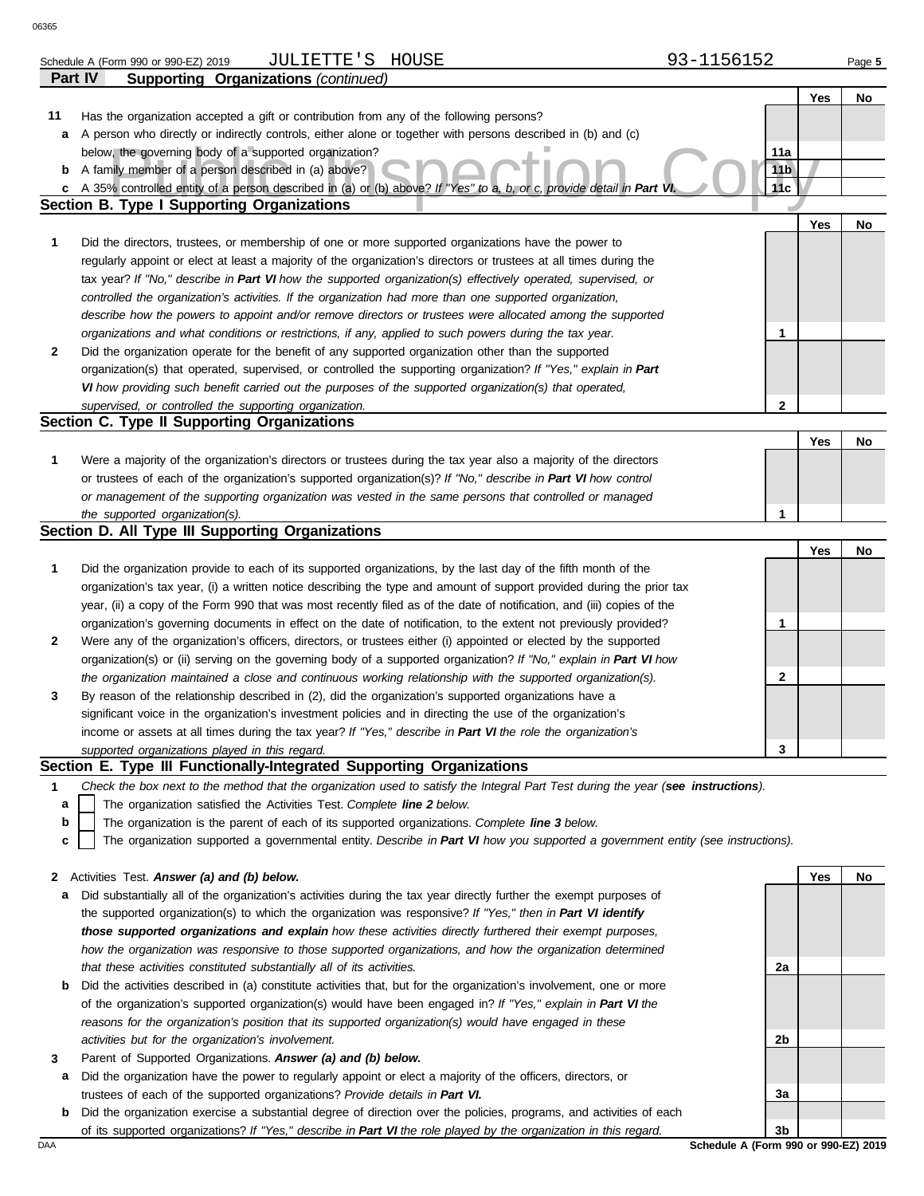Schedule A (Form 990 or 990-EZ) 2019 JULIETTE'S HOUSE 93-1156152

## Part IV Supporting Organizations *(continued)*

| | | | Yes | No |
|---|---|---|---|---|
| **11** | Has the organization accepted a gift or contribution from any of the following persons? | | | |
| **a** | A person who directly or indirectly controls, either alone or together with persons described in (b) and (c) below, the governing body of a supported organization? | 11a | | |
| **b** | A family member of a person described in (a) above? | 11b | | |
| **c** | A 35% controlled entity of a person described in (a) or (b) above? *If "Yes" to a, b, or c, provide detail in* ***Part VI.*** | 11c | | |

### Section B. Type I Supporting Organizations

| | | | Yes | No |
|---|---|---|---|---|
| **1** | Did the directors, trustees, or membership of one or more supported organizations have the power to regularly appoint or elect at least a majority of the organization's directors or trustees at all times during the tax year? *If "No," describe in* ***Part VI*** *how the supported organization(s) effectively operated, supervised, or controlled the organization's activities. If the organization had more than one supported organization, describe how the powers to appoint and/or remove directors or trustees were allocated among the supported organizations and what conditions or restrictions, if any, applied to such powers during the tax year.* | 1 | | |
| **2** | Did the organization operate for the benefit of any supported organization other than the supported organization(s) that operated, supervised, or controlled the supporting organization? *If "Yes," explain in* ***Part VI*** *how providing such benefit carried out the purposes of the supported organization(s) that operated, supervised, or controlled the supporting organization.* | 2 | | |

### Section C. Type II Supporting Organizations

| | | | Yes | No |
|---|---|---|---|---|
| **1** | Were a majority of the organization's directors or trustees during the tax year also a majority of the directors or trustees of each of the organization's supported organization(s)? *If "No," describe in* ***Part VI*** *how control or management of the supporting organization was vested in the same persons that controlled or managed the supported organization(s).* | 1 | | |

### Section D. All Type III Supporting Organizations

| | | | Yes | No |
|---|---|---|---|---|
| **1** | Did the organization provide to each of its supported organizations, by the last day of the fifth month of the organization's tax year, (i) a written notice describing the type and amount of support provided during the prior tax year, (ii) a copy of the Form 990 that was most recently filed as of the date of notification, and (iii) copies of the organization's governing documents in effect on the date of notification, to the extent not previously provided? | 1 | | |
| **2** | Were any of the organization's officers, directors, or trustees either (i) appointed or elected by the supported organization(s) or (ii) serving on the governing body of a supported organization? *If "No," explain in* ***Part VI*** *how the organization maintained a close and continuous working relationship with the supported organization(s).* | 2 | | |
| **3** | By reason of the relationship described in (2), did the organization's supported organizations have a significant voice in the organization's investment policies and in directing the use of the organization's income or assets at all times during the tax year? *If "Yes," describe in* ***Part VI*** *the role the organization's supported organizations played in this regard.* | 3 | | |

### Section E. Type III Functionally-Integrated Supporting Organizations

**1** *Check the box next to the method that the organization used to satisfy the Integral Part Test during the year (****see instructions****).*

- **a** ☐ The organization satisfied the Activities Test. *Complete* ***line 2*** *below.*
- **b** ☐ The organization is the parent of each of its supported organizations. *Complete* ***line 3*** *below.*
- **c** ☐ The organization supported a governmental entity. *Describe in* ***Part VI*** *how you supported a government entity (see instructions).*

| | | | Yes | No |
|---|---|---|---|---|
| **2** | Activities Test. ***Answer (a) and (b) below.*** | | | |
| **a** | Did substantially all of the organization's activities during the tax year directly further the exempt purposes of the supported organization(s) to which the organization was responsive? *If "Yes," then in* ***Part VI identify those supported organizations and explain*** *how these activities directly furthered their exempt purposes, how the organization was responsive to those supported organizations, and how the organization determined that these activities constituted substantially all of its activities.* | 2a | | |
| **b** | Did the activities described in (a) constitute activities that, but for the organization's involvement, one or more of the organization's supported organization(s) would have been engaged in? *If "Yes," explain in* ***Part VI*** *the reasons for the organization's position that its supported organization(s) would have engaged in these activities but for the organization's involvement.* | 2b | | |
| **3** | Parent of Supported Organizations. ***Answer (a) and (b) below.*** | | | |
| **a** | Did the organization have the power to regularly appoint or elect a majority of the officers, directors, or trustees of each of the supported organizations? *Provide details in* ***Part VI.*** | 3a | | |
| **b** | Did the organization exercise a substantial degree of direction over the policies, programs, and activities of each of its supported organizations? *If "Yes," describe in* ***Part VI*** *the role played by the organization in this regard.* | 3b | | |

**Schedule A (Form 990 or 990-EZ) 2019**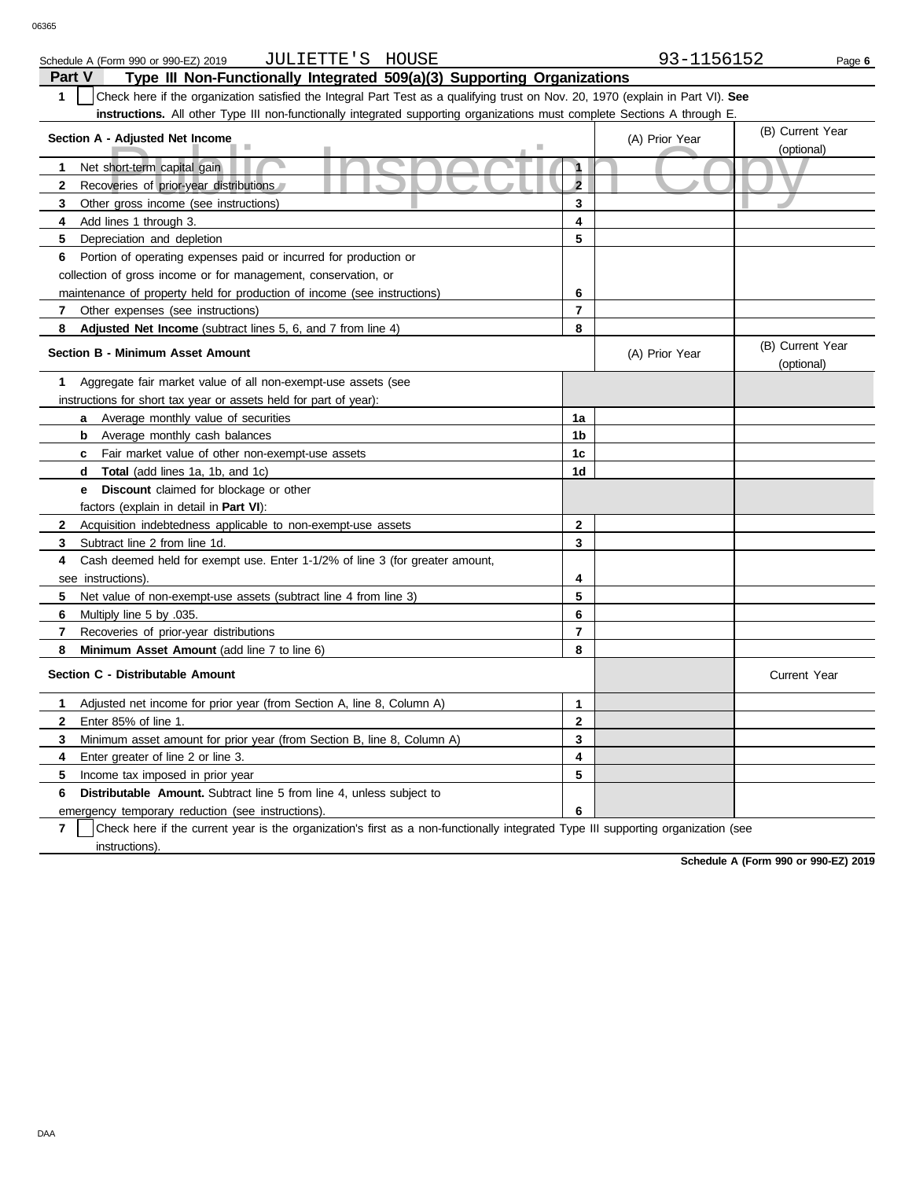Schedule A (Form 990 or 990-EZ) 2019 JULIETTE'S HOUSE 93-1156152 Page 6

## Part V Type III Non-Functionally Integrated 509(a)(3) Supporting Organizations

**1** ☐ Check here if the organization satisfied the Integral Part Test as a qualifying trust on Nov. 20, 1970 (explain in Part VI). **See instructions.** All other Type III non-functionally integrated supporting organizations must complete Sections A through E.

| Section A - Adjusted Net Income | | (A) Prior Year | (B) Current Year (optional) |
|---|---|---|---|
| **1** Net short-term capital gain | 1 | | |
| **2** Recoveries of prior-year distributions | 2 | | |
| **3** Other gross income (see instructions) | 3 | | |
| **4** Add lines 1 through 3. | 4 | | |
| **5** Depreciation and depletion | 5 | | |
| **6** Portion of operating expenses paid or incurred for production or collection of gross income or for management, conservation, or maintenance of property held for production of income (see instructions) | 6 | | |
| **7** Other expenses (see instructions) | 7 | | |
| **8** **Adjusted Net Income** (subtract lines 5, 6, and 7 from line 4) | 8 | | |

| Section B - Minimum Asset Amount | | (A) Prior Year | (B) Current Year (optional) |
|---|---|---|---|
| **1** Aggregate fair market value of all non-exempt-use assets (see instructions for short tax year or assets held for part of year): | | | |
| **a** Average monthly value of securities | 1a | | |
| **b** Average monthly cash balances | 1b | | |
| **c** Fair market value of other non-exempt-use assets | 1c | | |
| **d** **Total** (add lines 1a, 1b, and 1c) | 1d | | |
| **e** **Discount** claimed for blockage or other factors (explain in detail in **Part VI**): | | | |
| **2** Acquisition indebtedness applicable to non-exempt-use assets | 2 | | |
| **3** Subtract line 2 from line 1d. | 3 | | |
| **4** Cash deemed held for exempt use. Enter 1-1/2% of line 3 (for greater amount, see instructions). | 4 | | |
| **5** Net value of non-exempt-use assets (subtract line 4 from line 3) | 5 | | |
| **6** Multiply line 5 by .035. | 6 | | |
| **7** Recoveries of prior-year distributions | 7 | | |
| **8** **Minimum Asset Amount** (add line 7 to line 6) | 8 | | |

| Section C - Distributable Amount | | | Current Year |
|---|---|---|---|
| **1** Adjusted net income for prior year (from Section A, line 8, Column A) | 1 | | |
| **2** Enter 85% of line 1. | 2 | | |
| **3** Minimum asset amount for prior year (from Section B, line 8, Column A) | 3 | | |
| **4** Enter greater of line 2 or line 3. | 4 | | |
| **5** Income tax imposed in prior year | 5 | | |
| **6** **Distributable Amount.** Subtract line 5 from line 4, unless subject to emergency temporary reduction (see instructions). | 6 | | |

**7** ☐ Check here if the current year is the organization's first as a non-functionally integrated Type III supporting organization (see instructions).

**Schedule A (Form 990 or 990-EZ) 2019**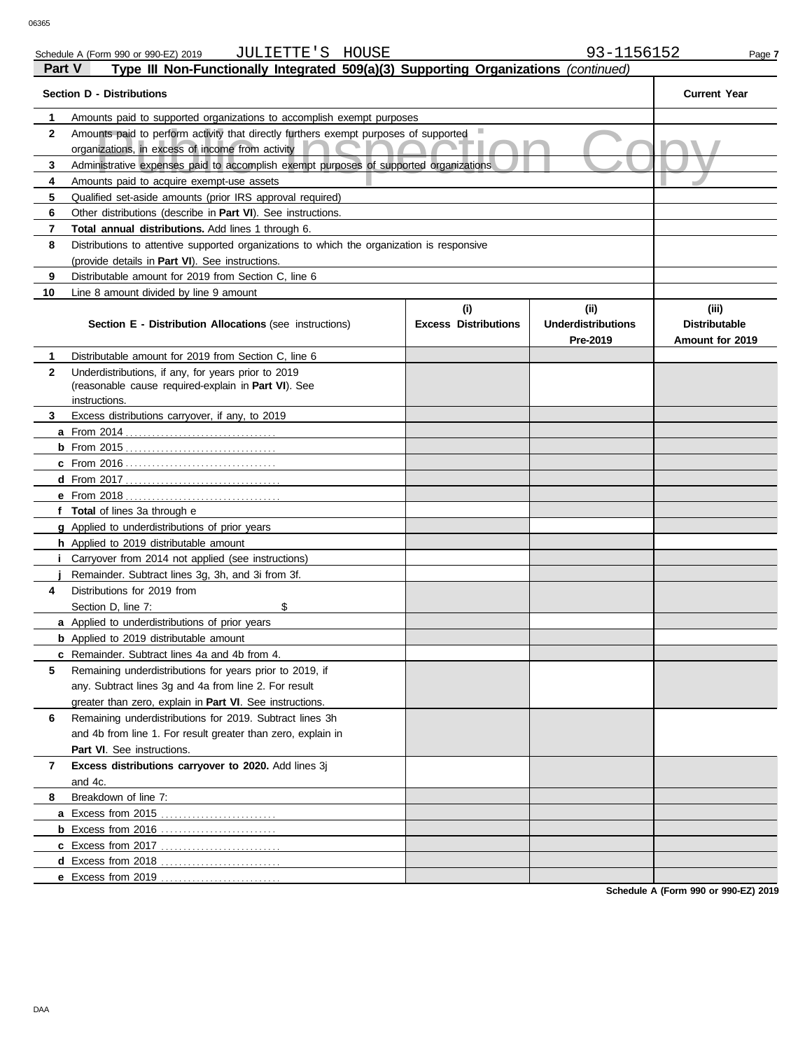Schedule A (Form 990 or 990-EZ) 2019 JULIETTE'S HOUSE 93-1156152

## Part V Type III Non-Functionally Integrated 509(a)(3) Supporting Organizations *(continued)*

| | Section D - Distributions | Current Year |
|---|---|---|
| 1 | Amounts paid to supported organizations to accomplish exempt purposes | |
| 2 | Amounts paid to perform activity that directly furthers exempt purposes of supported organizations, in excess of income from activity | |
| 3 | Administrative expenses paid to accomplish exempt purposes of supported organizations | |
| 4 | Amounts paid to acquire exempt-use assets | |
| 5 | Qualified set-aside amounts (prior IRS approval required) | |
| 6 | Other distributions (describe in **Part VI**). See instructions. | |
| 7 | **Total annual distributions.** Add lines 1 through 6. | |
| 8 | Distributions to attentive supported organizations to which the organization is responsive (provide details in **Part VI**). See instructions. | |
| 9 | Distributable amount for 2019 from Section C, line 6 | |
| 10 | Line 8 amount divided by line 9 amount | |

| | Section E - Distribution Allocations (see instructions) | (i) Excess Distributions | (ii) Underdistributions Pre-2019 | (iii) Distributable Amount for 2019 |
|---|---|---|---|---|
| 1 | Distributable amount for 2019 from Section C, line 6 | | | |
| 2 | Underdistributions, if any, for years prior to 2019 (reasonable cause required-explain in **Part VI**). See instructions. | | | |
| 3 | Excess distributions carryover, if any, to 2019 | | | |
| a | From 2014 | | | |
| b | From 2015 | | | |
| c | From 2016 | | | |
| d | From 2017 | | | |
| e | From 2018 | | | |
| f | **Total** of lines 3a through e | | | |
| g | Applied to underdistributions of prior years | | | |
| h | Applied to 2019 distributable amount | | | |
| i | Carryover from 2014 not applied (see instructions) | | | |
| j | Remainder. Subtract lines 3g, 3h, and 3i from 3f. | | | |
| 4 | Distributions for 2019 from Section D, line 7: $ | | | |
| a | Applied to underdistributions of prior years | | | |
| b | Applied to 2019 distributable amount | | | |
| c | Remainder. Subtract lines 4a and 4b from 4. | | | |
| 5 | Remaining underdistributions for years prior to 2019, if any. Subtract lines 3g and 4a from line 2. For result greater than zero, explain in **Part VI**. See instructions. | | | |
| 6 | Remaining underdistributions for 2019. Subtract lines 3h and 4b from line 1. For result greater than zero, explain in **Part VI**. See instructions. | | | |
| 7 | **Excess distributions carryover to 2020.** Add lines 3j and 4c. | | | |
| 8 | Breakdown of line 7: | | | |
| a | Excess from 2015 | | | |
| b | Excess from 2016 | | | |
| c | Excess from 2017 | | | |
| d | Excess from 2018 | | | |
| e | Excess from 2019 | | | |

Schedule A (Form 990 or 990-EZ) 2019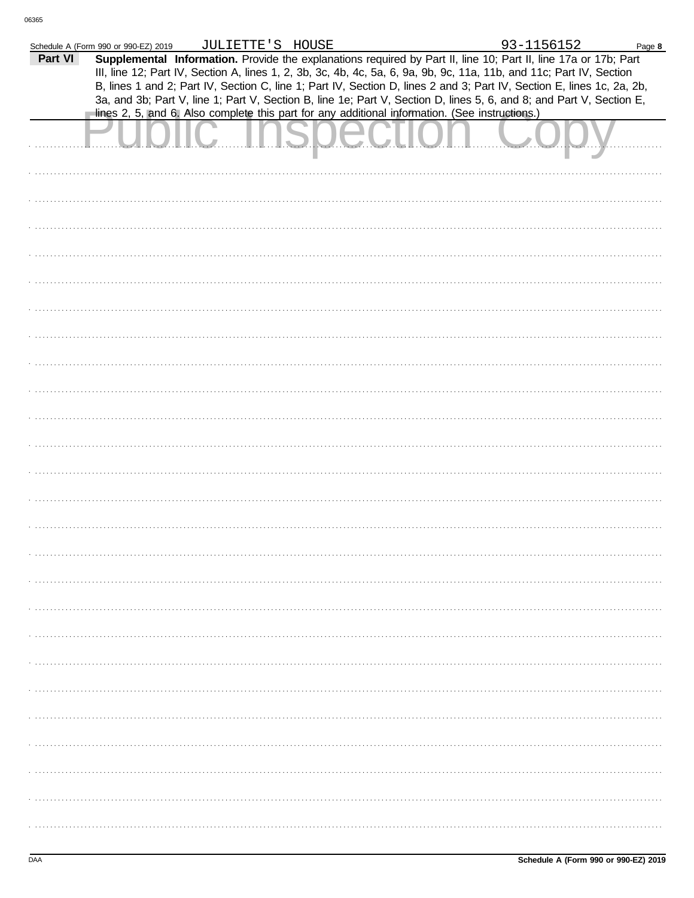Schedule A (Form 990 or 990-EZ) 2019 JULIETTE'S HOUSE 93-1156152

**Part VI** **Supplemental Information.** Provide the explanations required by Part II, line 10; Part II, line 17a or 17b; Part III, line 12; Part IV, Section A, lines 1, 2, 3b, 3c, 4b, 4c, 5a, 6, 9a, 9b, 9c, 11a, 11b, and 11c; Part IV, Section B, lines 1 and 2; Part IV, Section C, line 1; Part IV, Section D, lines 2 and 3; Part IV, Section E, lines 1c, 2a, 2b, 3a, and 3b; Part V, line 1; Part V, Section B, line 1e; Part V, Section D, lines 5, 6, and 8; and Part V, Section E, lines 2, 5, and 6. Also complete this part for any additional information. (See instructions.)

Public Inspection Copy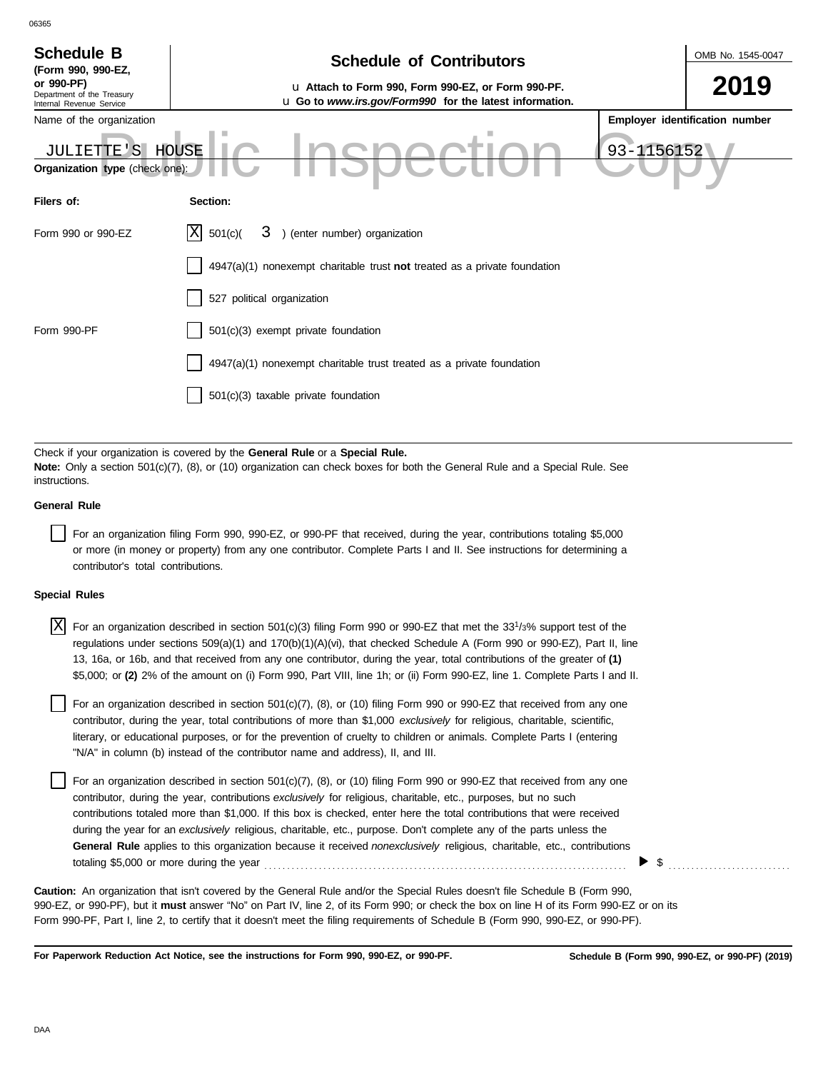# Schedule B

**(Form 990, 990-EZ, or 990-PF)**
Department of the Treasury
Internal Revenue Service

## Schedule of Contributors

u **Attach to Form 990, Form 990-EZ, or Form 990-PF.**
u **Go to *www.irs.gov/Form990* for the latest information.**

OMB No. 1545-0047

**2019**

Name of the organization: JULIETTE'S HOUSE

**Employer identification number:** 93-1156152

**Organization type** (check one):

| Filers of: | Section: |
|---|---|
| Form 990 or 990-EZ | [X] 501(c)( 3 ) (enter number) organization |
| | [ ] 4947(a)(1) nonexempt charitable trust **not** treated as a private foundation |
| | [ ] 527 political organization |
| Form 990-PF | [ ] 501(c)(3) exempt private foundation |
| | [ ] 4947(a)(1) nonexempt charitable trust treated as a private foundation |
| | [ ] 501(c)(3) taxable private foundation |

Check if your organization is covered by the **General Rule** or a **Special Rule.**
**Note:** Only a section 501(c)(7), (8), or (10) organization can check boxes for both the General Rule and a Special Rule. See instructions.

**General Rule**

[ ] For an organization filing Form 990, 990-EZ, or 990-PF that received, during the year, contributions totaling $5,000 or more (in money or property) from any one contributor. Complete Parts I and II. See instructions for determining a contributor's total contributions.

**Special Rules**

[X] For an organization described in section 501(c)(3) filing Form 990 or 990-EZ that met the 33 1/3% support test of the regulations under sections 509(a)(1) and 170(b)(1)(A)(vi), that checked Schedule A (Form 990 or 990-EZ), Part II, line 13, 16a, or 16b, and that received from any one contributor, during the year, total contributions of the greater of **(1)** $5,000; or **(2)** 2% of the amount on (i) Form 990, Part VIII, line 1h; or (ii) Form 990-EZ, line 1. Complete Parts I and II.

[ ] For an organization described in section 501(c)(7), (8), or (10) filing Form 990 or 990-EZ that received from any one contributor, during the year, total contributions of more than $1,000 *exclusively* for religious, charitable, scientific, literary, or educational purposes, or for the prevention of cruelty to children or animals. Complete Parts I (entering "N/A" in column (b) instead of the contributor name and address), II, and III.

[ ] For an organization described in section 501(c)(7), (8), or (10) filing Form 990 or 990-EZ that received from any one contributor, during the year, contributions *exclusively* for religious, charitable, etc., purposes, but no such contributions totaled more than $1,000. If this box is checked, enter here the total contributions that were received during the year for an *exclusively* religious, charitable, etc., purpose. Don't complete any of the parts unless the **General Rule** applies to this organization because it received *nonexclusively* religious, charitable, etc., contributions totaling $5,000 or more during the year ▶ $ ..........

**Caution:** An organization that isn't covered by the General Rule and/or the Special Rules doesn't file Schedule B (Form 990, 990-EZ, or 990-PF), but it **must** answer "No" on Part IV, line 2, of its Form 990; or check the box on line H of its Form 990-EZ or on its Form 990-PF, Part I, line 2, to certify that it doesn't meet the filing requirements of Schedule B (Form 990, 990-EZ, or 990-PF).

**For Paperwork Reduction Act Notice, see the instructions for Form 990, 990-EZ, or 990-PF.** **Schedule B (Form 990, 990-EZ, or 990-PF) (2019)**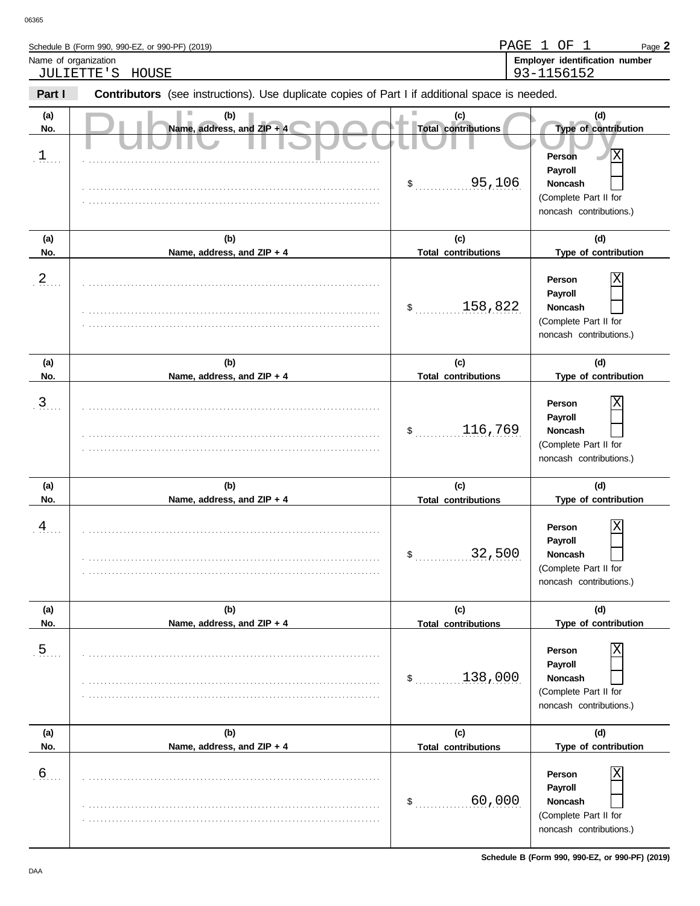Schedule B (Form 990, 990-EZ, or 990-PF) (2019)

PAGE 1 OF 1

Name of organization: JULIETTE'S HOUSE

Employer identification number: 93-1156152

**Part I** **Contributors** (see instructions). Use duplicate copies of Part I if additional space is needed.

Public Inspection Copy

| (a) No. | (b) Name, address, and ZIP + 4 | (c) Total contributions | (d) Type of contribution |
|---|---|---|---|
| 1 | | $ 95,106 | Person [X] Payroll [ ] Noncash [ ] (Complete Part II for noncash contributions.) |
| 2 | | $ 158,822 | Person [X] Payroll [ ] Noncash [ ] (Complete Part II for noncash contributions.) |
| 3 | | $ 116,769 | Person [X] Payroll [ ] Noncash [ ] (Complete Part II for noncash contributions.) |
| 4 | | $ 32,500 | Person [X] Payroll [ ] Noncash [ ] (Complete Part II for noncash contributions.) |
| 5 | | $ 138,000 | Person [X] Payroll [ ] Noncash [ ] (Complete Part II for noncash contributions.) |
| 6 | | $ 60,000 | Person [X] Payroll [ ] Noncash [ ] (Complete Part II for noncash contributions.) |

Schedule B (Form 990, 990-EZ, or 990-PF) (2019)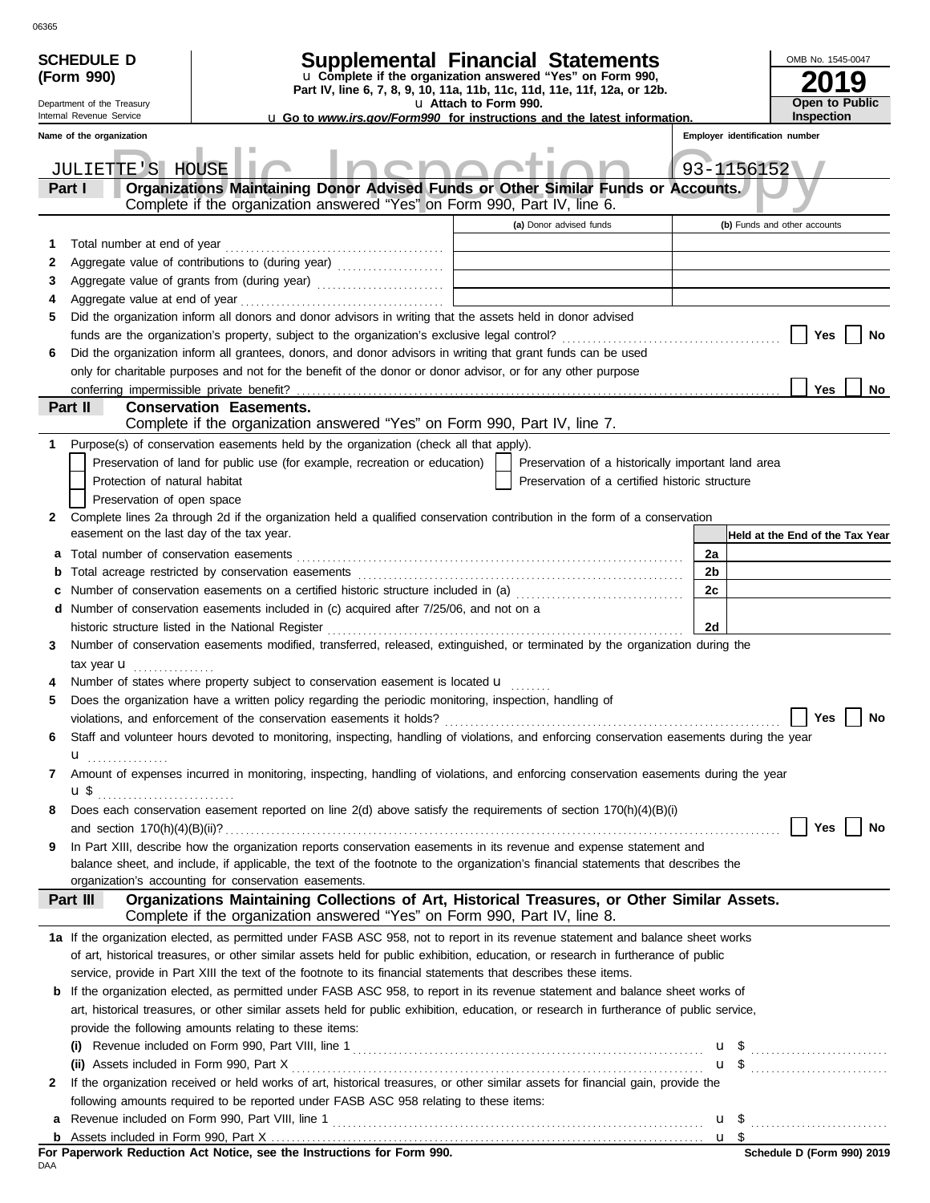06365

**SCHEDULE D (Form 990)**

Department of the Treasury
Internal Revenue Service

# Supplemental Financial Statements

u **Complete if the organization answered "Yes" on Form 990, Part IV, line 6, 7, 8, 9, 10, 11a, 11b, 11c, 11d, 11e, 11f, 12a, or 12b.**
u **Attach to Form 990.**
u **Go to *www.irs.gov/Form990* for instructions and the latest information.**

OMB No. 1545-0047

**2019**

**Open to Public Inspection**

Public Inspection Copy

| Name of the organization | Employer identification number |
|---|---|
| JULIETTE'S HOUSE | 93-1156152 |

## Part I — Organizations Maintaining Donor Advised Funds or Other Similar Funds or Accounts.
Complete if the organization answered "Yes" on Form 990, Part IV, line 6.

| | | (a) Donor advised funds | (b) Funds and other accounts |
|---|---|---|---|
| 1 | Total number at end of year | | |
| 2 | Aggregate value of contributions to (during year) | | |
| 3 | Aggregate value of grants from (during year) | | |
| 4 | Aggregate value at end of year | | |

5 Did the organization inform all donors and donor advisors in writing that the assets held in donor advised funds are the organization's property, subject to the organization's exclusive legal control? ☐ Yes ☐ No

6 Did the organization inform all grantees, donors, and donor advisors in writing that grant funds can be used only for charitable purposes and not for the benefit of the donor or donor advisor, or for any other purpose conferring impermissible private benefit? ☐ Yes ☐ No

## Part II — Conservation Easements.
Complete if the organization answered "Yes" on Form 990, Part IV, line 7.

1 Purpose(s) of conservation easements held by the organization (check all that apply).

- ☐ Preservation of land for public use (for example, recreation or education)
- ☐ Preservation of a historically important land area
- ☐ Protection of natural habitat
- ☐ Preservation of a certified historic structure
- ☐ Preservation of open space

2 Complete lines 2a through 2d if the organization held a qualified conservation contribution in the form of a conservation easement on the last day of the tax year.

| | | | Held at the End of the Tax Year |
|---|---|---|---|
| a | Total number of conservation easements | 2a | |
| b | Total acreage restricted by conservation easements | 2b | |
| c | Number of conservation easements on a certified historic structure included in (a) | 2c | |
| d | Number of conservation easements included in (c) acquired after 7/25/06, and not on a historic structure listed in the National Register | 2d | |

3 Number of conservation easements modified, transferred, released, extinguished, or terminated by the organization during the tax year u

4 Number of states where property subject to conservation easement is located u

5 Does the organization have a written policy regarding the periodic monitoring, inspection, handling of violations, and enforcement of the conservation easements it holds? ☐ Yes ☐ No

6 Staff and volunteer hours devoted to monitoring, inspecting, handling of violations, and enforcing conservation easements during the year u

7 Amount of expenses incurred in monitoring, inspecting, handling of violations, and enforcing conservation easements during the year u $

8 Does each conservation easement reported on line 2(d) above satisfy the requirements of section 170(h)(4)(B)(i) and section 170(h)(4)(B)(ii)? ☐ Yes ☐ No

9 In Part XIII, describe how the organization reports conservation easements in its revenue and expense statement and balance sheet, and include, if applicable, the text of the footnote to the organization's financial statements that describes the organization's accounting for conservation easements.

## Part III — Organizations Maintaining Collections of Art, Historical Treasures, or Other Similar Assets.
Complete if the organization answered "Yes" on Form 990, Part IV, line 8.

1a If the organization elected, as permitted under FASB ASC 958, not to report in its revenue statement and balance sheet works of art, historical treasures, or other similar assets held for public exhibition, education, or research in furtherance of public service, provide in Part XIII the text of the footnote to its financial statements that describes these items.

b If the organization elected, as permitted under FASB ASC 958, to report in its revenue statement and balance sheet works of art, historical treasures, or other similar assets held for public exhibition, education, or research in furtherance of public service, provide the following amounts relating to these items:

(i) Revenue included on Form 990, Part VIII, line 1 u $

(ii) Assets included in Form 990, Part X u $

2 If the organization received or held works of art, historical treasures, or other similar assets for financial gain, provide the following amounts required to be reported under FASB ASC 958 relating to these items:

a Revenue included on Form 990, Part VIII, line 1 u $

b Assets included in Form 990, Part X u $

**For Paperwork Reduction Act Notice, see the Instructions for Form 990.**

DAA

**Schedule D (Form 990) 2019**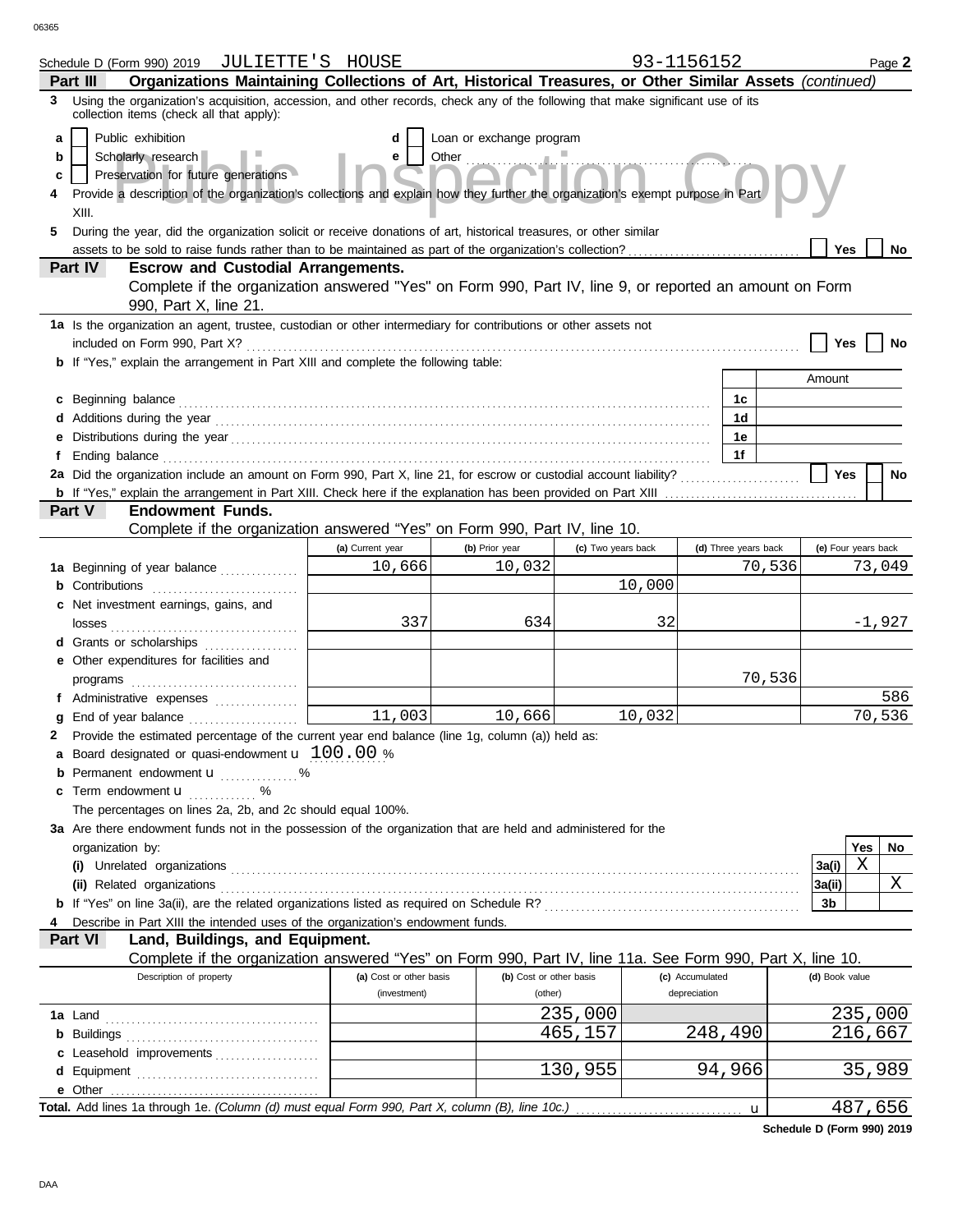Schedule D (Form 990) 2019 JULIETTE'S HOUSE 93-1156152 Page **2**

## Part III Organizations Maintaining Collections of Art, Historical Treasures, or Other Similar Assets *(continued)*

**3** Using the organization's acquisition, accession, and other records, check any of the following that make significant use of its collection items (check all that apply):

- **a** ☐ Public exhibition
- **b** ☐ Scholarly research
- **c** ☐ Preservation for future generations
- **d** ☐ Loan or exchange program
- **e** ☐ Other

**4** Provide a description of the organization's collections and explain how they further the organization's exempt purpose in Part XIII.

**5** During the year, did the organization solicit or receive donations of art, historical treasures, or other similar assets to be sold to raise funds rather than to be maintained as part of the organization's collection? ☐ Yes ☐ No

## Part IV Escrow and Custodial Arrangements.

Complete if the organization answered "Yes" on Form 990, Part IV, line 9, or reported an amount on Form 990, Part X, line 21.

**1a** Is the organization an agent, trustee, custodian or other intermediary for contributions or other assets not included on Form 990, Part X? ☐ Yes ☐ No

**b** If "Yes," explain the arrangement in Part XIII and complete the following table:

| | | Amount |
|---|---|---|
| **c** Beginning balance | 1c | |
| **d** Additions during the year | 1d | |
| **e** Distributions during the year | 1e | |
| **f** Ending balance | 1f | |

**2a** Did the organization include an amount on Form 990, Part X, line 21, for escrow or custodial account liability? ☐ Yes ☐ No

**b** If "Yes," explain the arrangement in Part XIII. Check here if the explanation has been provided on Part XIII ☐

## Part V Endowment Funds.

Complete if the organization answered "Yes" on Form 990, Part IV, line 10.

| | (a) Current year | (b) Prior year | (c) Two years back | (d) Three years back | (e) Four years back |
|---|---|---|---|---|---|
| **1a** Beginning of year balance | 10,666 | 10,032 | | 70,536 | 73,049 |
| **b** Contributions | | | 10,000 | | |
| **c** Net investment earnings, gains, and losses | 337 | 634 | 32 | | -1,927 |
| **d** Grants or scholarships | | | | | |
| **e** Other expenditures for facilities and programs | | | | 70,536 | |
| **f** Administrative expenses | | | | | 586 |
| **g** End of year balance | 11,003 | 10,666 | 10,032 | | 70,536 |

**2** Provide the estimated percentage of the current year end balance (line 1g, column (a)) held as:

- **a** Board designated or quasi-endowment 100.00 %
- **b** Permanent endowment %
- **c** Term endowment %

The percentages on lines 2a, 2b, and 2c should equal 100%.

**3a** Are there endowment funds not in the possession of the organization that are held and administered for the organization by:

| | | Yes | No |
|---|---|---|---|
| **(i)** Unrelated organizations | 3a(i) | X | |
| **(ii)** Related organizations | 3a(ii) | | X |
| **b** If "Yes" on line 3a(ii), are the related organizations listed as required on Schedule R? | 3b | | |

**4** Describe in Part XIII the intended uses of the organization's endowment funds.

## Part VI Land, Buildings, and Equipment.

Complete if the organization answered "Yes" on Form 990, Part IV, line 11a. See Form 990, Part X, line 10.

| Description of property | (a) Cost or other basis (investment) | (b) Cost or other basis (other) | (c) Accumulated depreciation | (d) Book value |
|---|---|---|---|---|
| **1a** Land | | 235,000 | | 235,000 |
| **b** Buildings | | 465,157 | 248,490 | 216,667 |
| **c** Leasehold improvements | | | | |
| **d** Equipment | | 130,955 | 94,966 | 35,989 |
| **e** Other | | | | |
| **Total.** Add lines 1a through 1e. *(Column (d) must equal Form 990, Part X, column (B), line 10c.)* | | | | 487,656 |

**Schedule D (Form 990) 2019**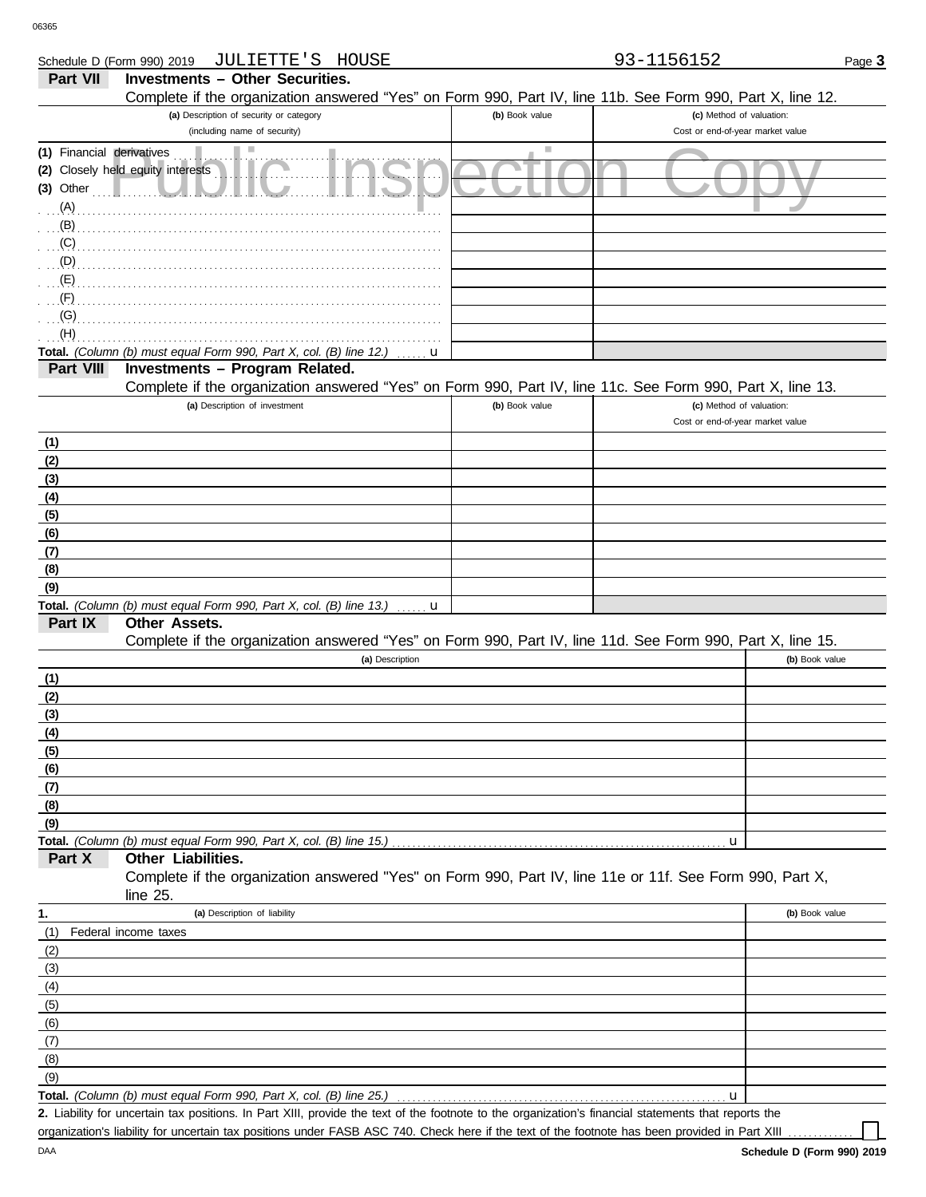Schedule D (Form 990) 2019 JULIETTE'S HOUSE 93-1156152 Page **3**

## Part VII Investments – Other Securities.

Complete if the organization answered "Yes" on Form 990, Part IV, line 11b. See Form 990, Part X, line 12.

| (a) Description of security or category (including name of security) | (b) Book value | (c) Method of valuation: Cost or end-of-year market value |
|---|---|---|
| (1) Financial derivatives | | |
| (2) Closely held equity interests | | |
| (3) Other | | |
| (A) | | |
| (B) | | |
| (C) | | |
| (D) | | |
| (E) | | |
| (F) | | |
| (G) | | |
| (H) | | |
| **Total.** *(Column (b) must equal Form 990, Part X, col. (B) line 12.)* u | | |

## Part VIII Investments – Program Related.

Complete if the organization answered "Yes" on Form 990, Part IV, line 11c. See Form 990, Part X, line 13.

| (a) Description of investment | (b) Book value | (c) Method of valuation: Cost or end-of-year market value |
|---|---|---|
| (1) | | |
| (2) | | |
| (3) | | |
| (4) | | |
| (5) | | |
| (6) | | |
| (7) | | |
| (8) | | |
| (9) | | |
| **Total.** *(Column (b) must equal Form 990, Part X, col. (B) line 13.)* u | | |

## Part IX Other Assets.

Complete if the organization answered "Yes" on Form 990, Part IV, line 11d. See Form 990, Part X, line 15.

| (a) Description | (b) Book value |
|---|---|
| (1) | |
| (2) | |
| (3) | |
| (4) | |
| (5) | |
| (6) | |
| (7) | |
| (8) | |
| (9) | |
| **Total.** *(Column (b) must equal Form 990, Part X, col. (B) line 15.)* u | |

## Part X Other Liabilities.

Complete if the organization answered "Yes" on Form 990, Part IV, line 11e or 11f. See Form 990, Part X, line 25.

| 1. (a) Description of liability | (b) Book value |
|---|---|
| (1) Federal income taxes | |
| (2) | |
| (3) | |
| (4) | |
| (5) | |
| (6) | |
| (7) | |
| (8) | |
| (9) | |
| **Total.** *(Column (b) must equal Form 990, Part X, col. (B) line 25.)* u | |

**2.** Liability for uncertain tax positions. In Part XIII, provide the text of the footnote to the organization's financial statements that reports the organization's liability for uncertain tax positions under FASB ASC 740. Check here if the text of the footnote has been provided in Part XIII ☐

DAA **Schedule D (Form 990) 2019**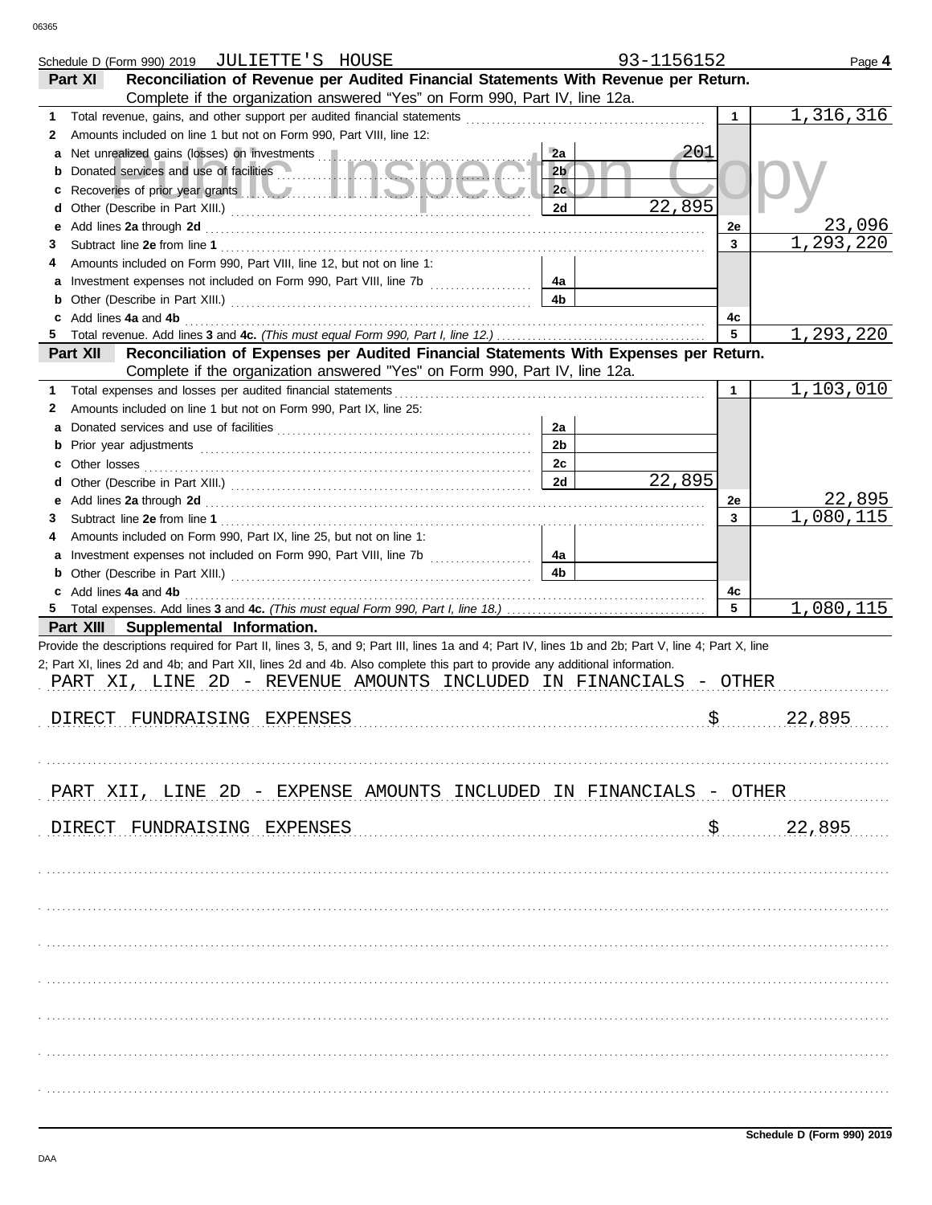Schedule D (Form 990) 2019 JULIETTE'S HOUSE 93-1156152 Page **4**

**Part XI Reconciliation of Revenue per Audited Financial Statements With Revenue per Return.** Complete if the organization answered "Yes" on Form 990, Part IV, line 12a.

| | | | | | |
|---|---|---|---|---|---|
| **1** | Total revenue, gains, and other support per audited financial statements | | | 1 | 1,316,316 |
| **2** | Amounts included on line 1 but not on Form 990, Part VIII, line 12: | | | | |
| **a** | Net unrealized gains (losses) on investments | 2a | 201 | | |
| **b** | Donated services and use of facilities | 2b | | | |
| **c** | Recoveries of prior year grants | 2c | | | |
| **d** | Other (Describe in Part XIII.) | 2d | 22,895 | | |
| **e** | Add lines **2a** through **2d** | | | 2e | 23,096 |
| **3** | Subtract line **2e** from line **1** | | | 3 | 1,293,220 |
| **4** | Amounts included on Form 990, Part VIII, line 12, but not on line 1: | | | | |
| **a** | Investment expenses not included on Form 990, Part VIII, line 7b | 4a | | | |
| **b** | Other (Describe in Part XIII.) | 4b | | | |
| **c** | Add lines **4a** and **4b** | | | 4c | |
| **5** | Total revenue. Add lines **3** and **4c.** *(This must equal Form 990, Part I, line 12.)* | | | 5 | 1,293,220 |

**Part XII Reconciliation of Expenses per Audited Financial Statements With Expenses per Return.** Complete if the organization answered "Yes" on Form 990, Part IV, line 12a.

| | | | | | |
|---|---|---|---|---|---|
| **1** | Total expenses and losses per audited financial statements | | | 1 | 1,103,010 |
| **2** | Amounts included on line 1 but not on Form 990, Part IX, line 25: | | | | |
| **a** | Donated services and use of facilities | 2a | | | |
| **b** | Prior year adjustments | 2b | | | |
| **c** | Other losses | 2c | | | |
| **d** | Other (Describe in Part XIII.) | 2d | 22,895 | | |
| **e** | Add lines **2a** through **2d** | | | 2e | 22,895 |
| **3** | Subtract line **2e** from line **1** | | | 3 | 1,080,115 |
| **4** | Amounts included on Form 990, Part IX, line 25, but not on line 1: | | | | |
| **a** | Investment expenses not included on Form 990, Part VIII, line 7b | 4a | | | |
| **b** | Other (Describe in Part XIII.) | 4b | | | |
| **c** | Add lines **4a** and **4b** | | | 4c | |
| **5** | Total expenses. Add lines **3** and **4c.** *(This must equal Form 990, Part I, line 18.)* | | | 5 | 1,080,115 |

**Part XIII Supplemental Information.**

Provide the descriptions required for Part II, lines 3, 5, and 9; Part III, lines 1a and 4; Part IV, lines 1b and 2b; Part V, line 4; Part X, line 2; Part XI, lines 2d and 4b; and Part XII, lines 2d and 4b. Also complete this part to provide any additional information.

PART XI, LINE 2D - REVENUE AMOUNTS INCLUDED IN FINANCIALS - OTHER

DIRECT FUNDRAISING EXPENSES $ 22,895

PART XII, LINE 2D - EXPENSE AMOUNTS INCLUDED IN FINANCIALS - OTHER

DIRECT FUNDRAISING EXPENSES $ 22,895

**Schedule D (Form 990) 2019**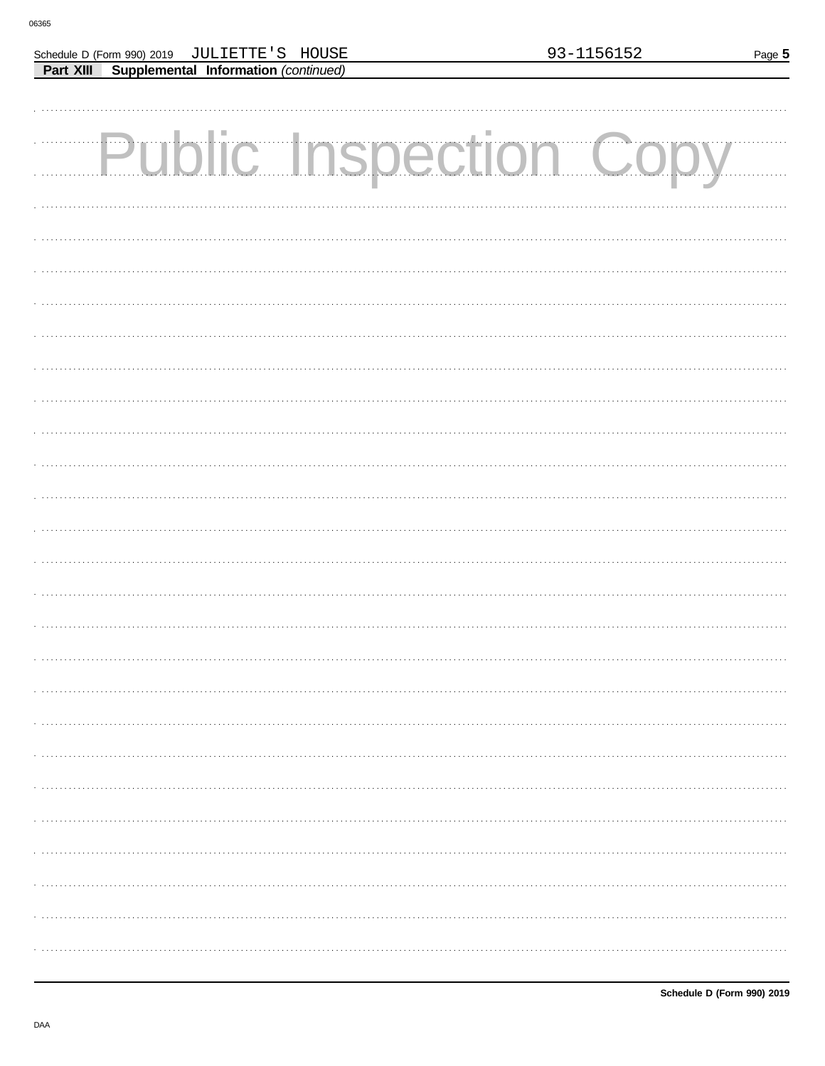Schedule D (Form 990) 2019 JULIETTE'S HOUSE 93-1156152 Page **5**

**Part XIII** **Supplemental Information** *(continued)*

Public Inspection Copy

**Schedule D (Form 990) 2019**

DAA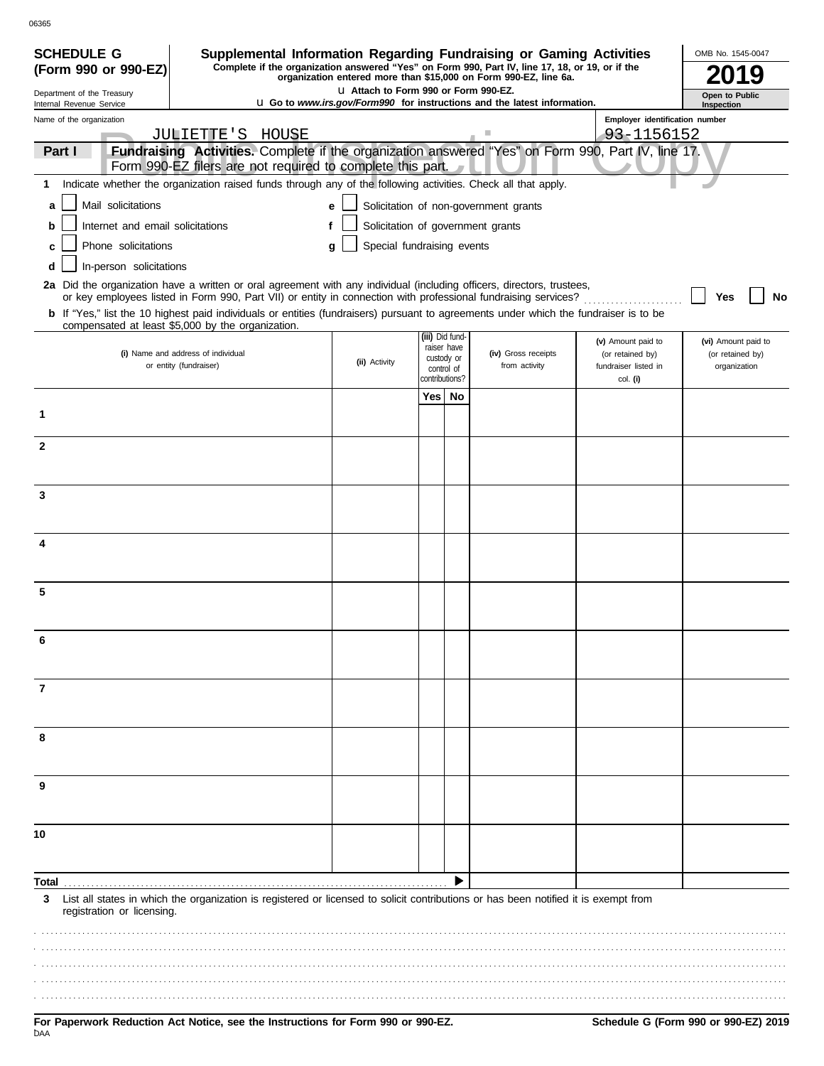06365

**SCHEDULE G (Form 990 or 990-EZ)**

Department of the Treasury
Internal Revenue Service

# Supplemental Information Regarding Fundraising or Gaming Activities

**Complete if the organization answered "Yes" on Form 990, Part IV, line 17, 18, or 19, or if the organization entered more than $15,000 on Form 990-EZ, line 6a.**

u Attach to Form 990 or Form 990-EZ.

u Go to *www.irs.gov/Form990* for instructions and the latest information.

OMB No. 1545-0047

**2019**

**Open to Public Inspection**

Name of the organization: JULIETTE'S HOUSE

Employer identification number: 93-1156152

**Part I** **Fundraising Activities.** Complete if the organization answered "Yes" on Form 990, Part IV, line 17. Form 990-EZ filers are not required to complete this part.

**1** Indicate whether the organization raised funds through any of the following activities. Check all that apply.

- **a** ☐ Mail solicitations
- **b** ☐ Internet and email solicitations
- **c** ☐ Phone solicitations
- **d** ☐ In-person solicitations
- **e** ☐ Solicitation of non-government grants
- **f** ☐ Solicitation of government grants
- **g** ☐ Special fundraising events

**2a** Did the organization have a written or oral agreement with any individual (including officers, directors, trustees, or key employees listed in Form 990, Part VII) or entity in connection with professional fundraising services? ☐ **Yes** ☐ **No**

**b** If "Yes," list the 10 highest paid individuals or entities (fundraisers) pursuant to agreements under which the fundraiser is to be compensated at least $5,000 by the organization.

| | (i) Name and address of individual or entity (fundraiser) | (ii) Activity | (iii) Did fund-raiser have custody or control of contributions? Yes | No | (iv) Gross receipts from activity | (v) Amount paid to (or retained by) fundraiser listed in col. (i) | (vi) Amount paid to (or retained by) organization |
|---|---|---|---|---|---|---|---|
| 1 | | | | | | | |
| 2 | | | | | | | |
| 3 | | | | | | | |
| 4 | | | | | | | |
| 5 | | | | | | | |
| 6 | | | | | | | |
| 7 | | | | | | | |
| 8 | | | | | | | |
| 9 | | | | | | | |
| 10 | | | | | | | |
| **Total** | | | | ▶ | | | |

**3** List all states in which the organization is registered or licensed to solicit contributions or has been notified it is exempt from registration or licensing.

**For Paperwork Reduction Act Notice, see the Instructions for Form 990 or 990-EZ.**

**Schedule G (Form 990 or 990-EZ) 2019**

DAA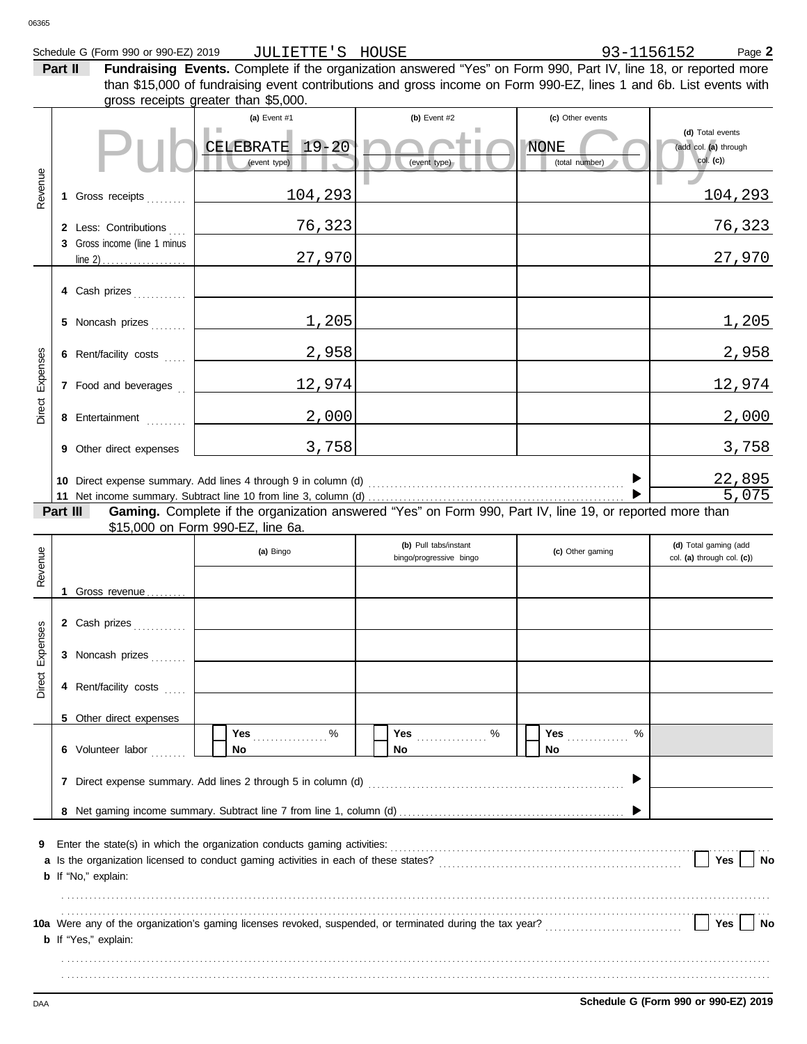Schedule G (Form 990 or 990-EZ) 2019 JULIETTE'S HOUSE 93-1156152 Page **2**

**Part II** **Fundraising Events.** Complete if the organization answered "Yes" on Form 990, Part IV, line 18, or reported more than $15,000 of fundraising event contributions and gross income on Form 990-EZ, lines 1 and 6b. List events with gross receipts greater than $5,000.

| | | (a) Event #1 | (b) Event #2 | (c) Other events | (d) Total events (add col. (a) through col. (c)) |
|---|---|---|---|---|---|
| | | CELEBRATE 19-20 (event type) | (event type) | NONE (total number) | |
| Revenue | 1 Gross receipts | 104,293 | | | 104,293 |
| | 2 Less: Contributions | 76,323 | | | 76,323 |
| | 3 Gross income (line 1 minus line 2) | 27,970 | | | 27,970 |
| Direct Expenses | 4 Cash prizes | | | | |
| | 5 Noncash prizes | 1,205 | | | 1,205 |
| | 6 Rent/facility costs | 2,958 | | | 2,958 |
| | 7 Food and beverages | 12,974 | | | 12,974 |
| | 8 Entertainment | 2,000 | | | 2,000 |
| | 9 Other direct expenses | 3,758 | | | 3,758 |
| | 10 Direct expense summary. Add lines 4 through 9 in column (d) | | | | 22,895 |
| | 11 Net income summary. Subtract line 10 from line 3, column (d) | | | | 5,075 |

**Part III** **Gaming.** Complete if the organization answered "Yes" on Form 990, Part IV, line 19, or reported more than $15,000 on Form 990-EZ, line 6a.

| | | (a) Bingo | (b) Pull tabs/instant bingo/progressive bingo | (c) Other gaming | (d) Total gaming (add col. (a) through col. (c)) |
|---|---|---|---|---|---|
| Revenue | 1 Gross revenue | | | | |
| Direct Expenses | 2 Cash prizes | | | | |
| | 3 Noncash prizes | | | | |
| | 4 Rent/facility costs | | | | |
| | 5 Other direct expenses | | | | |
| | 6 Volunteer labor | ☐ Yes ....% ☐ No | ☐ Yes ....% ☐ No | ☐ Yes ....% ☐ No | |
| | 7 Direct expense summary. Add lines 2 through 5 in column (d) | | | | |
| | 8 Net gaming income summary. Subtract line 7 from line 1, column (d) | | | | |

**9** Enter the state(s) in which the organization conducts gaming activities: ..............

**a** Is the organization licensed to conduct gaming activities in each of these states? ☐ Yes ☐ No

**b** If "No," explain:

**10a** Were any of the organization's gaming licenses revoked, suspended, or terminated during the tax year? ☐ Yes ☐ No

**b** If "Yes," explain:

**Schedule G (Form 990 or 990-EZ) 2019**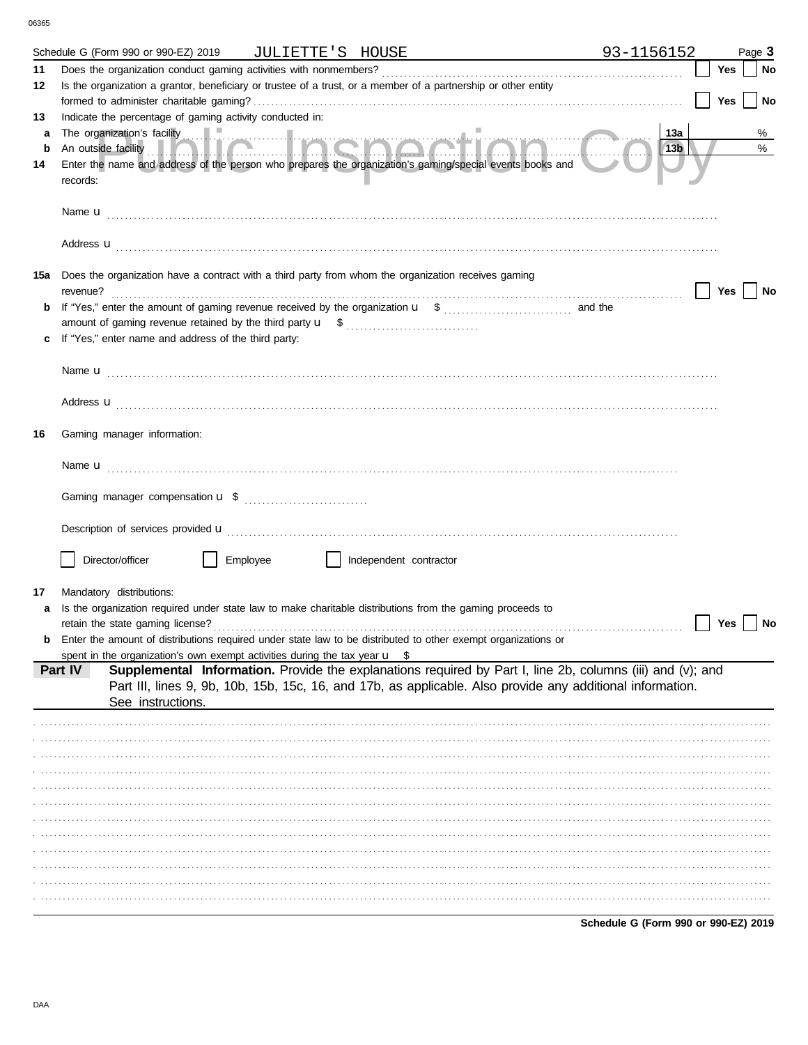Schedule G (Form 990 or 990-EZ) 2019 JULIETTE'S HOUSE 93-1156152 Page **3**

**11** Does the organization conduct gaming activities with nonmembers? ☐ **Yes** ☐ **No**

**12** Is the organization a grantor, beneficiary or trustee of a trust, or a member of a partnership or other entity formed to administer charitable gaming? ☐ **Yes** ☐ **No**

**13** Indicate the percentage of gaming activity conducted in:

**a** The organization's facility **13a** %

**b** An outside facility **13b** %

**14** Enter the name and address of the person who prepares the organization's gaming/special events books and records:

Name u

Address u

**15a** Does the organization have a contract with a third party from whom the organization receives gaming revenue? ☐ **Yes** ☐ **No**

**b** If "Yes," enter the amount of gaming revenue received by the organization u $ and the amount of gaming revenue retained by the third party u $

**c** If "Yes," enter name and address of the third party:

Name u

Address u

**16** Gaming manager information:

Name u

Gaming manager compensation u $

Description of services provided u

☐ Director/officer ☐ Employee ☐ Independent contractor

**17** Mandatory distributions:

**a** Is the organization required under state law to make charitable distributions from the gaming proceeds to retain the state gaming license? ☐ **Yes** ☐ **No**

**b** Enter the amount of distributions required under state law to be distributed to other exempt organizations or spent in the organization's own exempt activities during the tax year u $

**Part IV** **Supplemental Information.** Provide the explanations required by Part I, line 2b, columns (iii) and (v); and Part III, lines 9, 9b, 10b, 15b, 15c, 16, and 17b, as applicable. Also provide any additional information. See instructions.

**Schedule G (Form 990 or 990-EZ) 2019**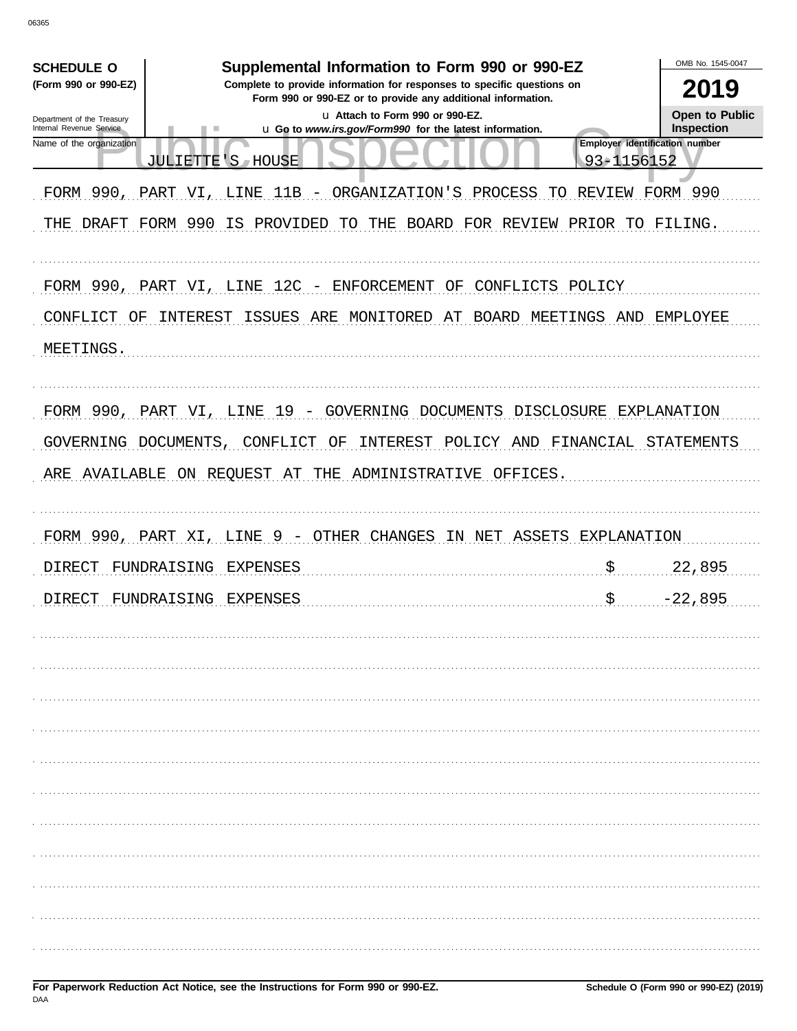**SCHEDULE O**
**(Form 990 or 990-EZ)**

Department of the Treasury
Internal Revenue Service

# Supplemental Information to Form 990 or 990-EZ

**Complete to provide information for responses to specific questions on Form 990 or 990-EZ or to provide any additional information.**

u Attach to Form 990 or 990-EZ.
u Go to *www.irs.gov/Form990* for the latest information.

OMB No. 1545-0047

**2019**

**Open to Public Inspection**

Name of the organization: JULIETTE'S HOUSE

Employer identification number: 93-1156152

FORM 990, PART VI, LINE 11B - ORGANIZATION'S PROCESS TO REVIEW FORM 990

THE DRAFT FORM 990 IS PROVIDED TO THE BOARD FOR REVIEW PRIOR TO FILING.

FORM 990, PART VI, LINE 12C - ENFORCEMENT OF CONFLICTS POLICY

CONFLICT OF INTEREST ISSUES ARE MONITORED AT BOARD MEETINGS AND EMPLOYEE MEETINGS.

FORM 990, PART VI, LINE 19 - GOVERNING DOCUMENTS DISCLOSURE EXPLANATION

GOVERNING DOCUMENTS, CONFLICT OF INTEREST POLICY AND FINANCIAL STATEMENTS ARE AVAILABLE ON REQUEST AT THE ADMINISTRATIVE OFFICES.

FORM 990, PART XI, LINE 9 - OTHER CHANGES IN NET ASSETS EXPLANATION

| | |
|---|---|
| DIRECT FUNDRAISING EXPENSES | $ 22,895 |
| DIRECT FUNDRAISING EXPENSES | $ -22,895 |

**For Paperwork Reduction Act Notice, see the Instructions for Form 990 or 990-EZ.**

**Schedule O (Form 990 or 990-EZ) (2019)**